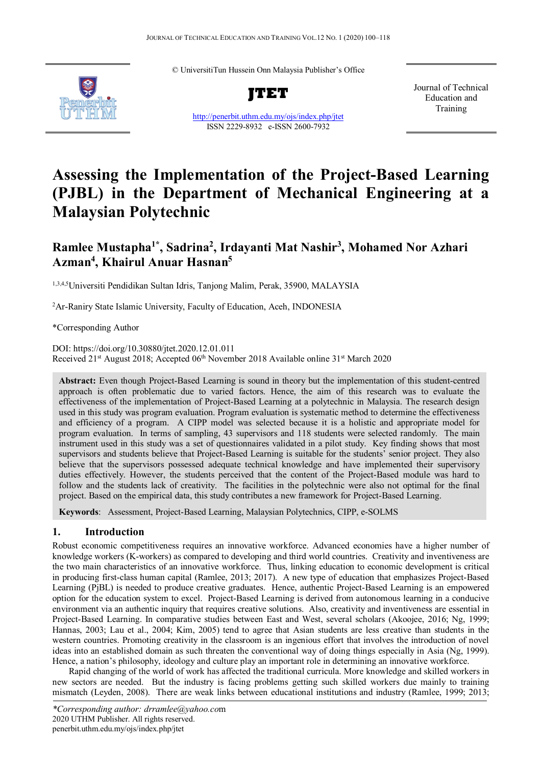© UniversitiTun Hussein Onn Malaysia Publisher's Office

**JTET**

http://penerbit.uthm.edu.my/ojs/index.php/jtet
ISSN 2229-8932 e-ISSN 2600-7932

Journal of Technical Education and Training

# Assessing the Implementation of the Project-Based Learning (PJBL) in the Department of Mechanical Engineering at a Malaysian Polytechnic

**Ramlee Mustapha[1*], Sadrina[2], Irdayanti Mat Nashir[3], Mohamed Nor Azhari Azman[4], Khairul Anuar Hasnan[5]**

[1,3,4,5]Universiti Pendidikan Sultan Idris, Tanjong Malim, Perak, 35900, MALAYSIA

[2]Ar-Raniry State Islamic University, Faculty of Education, Aceh, INDONESIA

*Corresponding Author

DOI: https://doi.org/10.30880/jtet.2020.12.01.011
Received 21st August 2018; Accepted 06th November 2018 Available online 31st March 2020

**Abstract:** Even though Project-Based Learning is sound in theory but the implementation of this student-centred approach is often problematic due to varied factors. Hence, the aim of this research was to evaluate the effectiveness of the implementation of Project-Based Learning at a polytechnic in Malaysia. The research design used in this study was program evaluation. Program evaluation is systematic method to determine the effectiveness and efficiency of a program. A CIPP model was selected because it is a holistic and appropriate model for program evaluation. In terms of sampling, 43 supervisors and 118 students were selected randomly. The main instrument used in this study was a set of questionnaires validated in a pilot study. Key finding shows that most supervisors and students believe that Project-Based Learning is suitable for the students' senior project. They also believe that the supervisors possessed adequate technical knowledge and have implemented their supervisory duties effectively. However, the students perceived that the content of the Project-Based module was hard to follow and the students lack of creativity. The facilities in the polytechnic were also not optimal for the final project. Based on the empirical data, this study contributes a new framework for Project-Based Learning.

**Keywords**: Assessment, Project-Based Learning, Malaysian Polytechnics, CIPP, e-SOLMS

## 1. Introduction

Robust economic competitiveness requires an innovative workforce. Advanced economies have a higher number of knowledge workers (K-workers) as compared to developing and third world countries. Creativity and inventiveness are the two main characteristics of an innovative workforce. Thus, linking education to economic development is critical in producing first-class human capital (Ramlee, 2013; 2017). A new type of education that emphasizes Project-Based Learning (PjBL) is needed to produce creative graduates. Hence, authentic Project-Based Learning is an empowered option for the education system to excel. Project-Based Learning is derived from autonomous learning in a conducive environment via an authentic inquiry that requires creative solutions. Also, creativity and inventiveness are essential in Project-Based Learning. In comparative studies between East and West, several scholars (Akoojee, 2016; Ng, 1999; Hannas, 2003; Lau et al., 2004; Kim, 2005) tend to agree that Asian students are less creative than students in the western countries. Promoting creativity in the classroom is an ingenious effort that involves the introduction of novel ideas into an established domain as such threaten the conventional way of doing things especially in Asia (Ng, 1999). Hence, a nation's philosophy, ideology and culture play an important role in determining an innovative workforce.

Rapid changing of the world of work has affected the traditional curricula. More knowledge and skilled workers in new sectors are needed. But the industry is facing problems getting such skilled workers due mainly to training mismatch (Leyden, 2008). There are weak links between educational institutions and industry (Ramlee, 1999; 2013;

*Corresponding author: drramlee@yahoo.com
2020 UTHM Publisher. All rights reserved.
penerbit.uthm.edu.my/ojs/index.php/jtet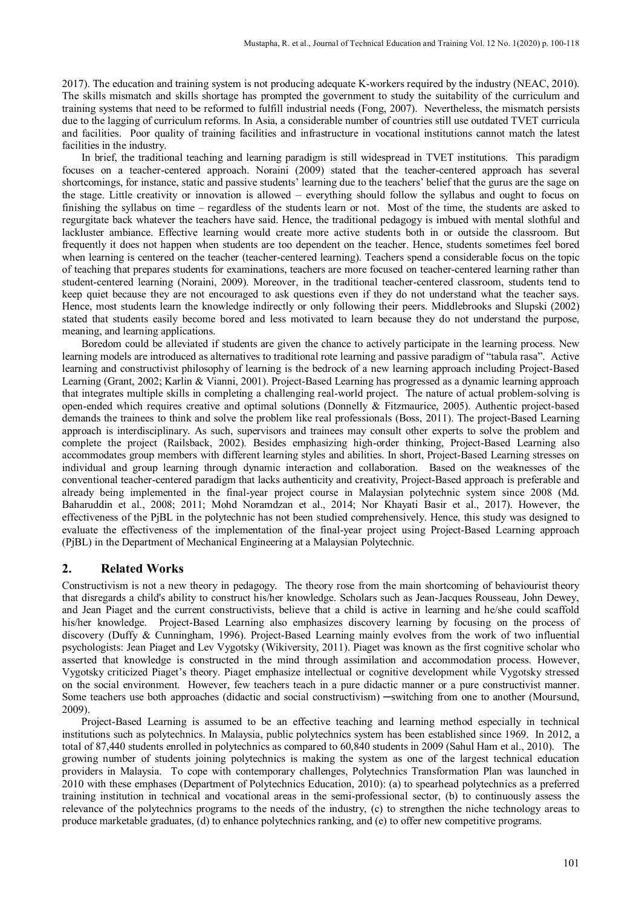2017). The education and training system is not producing adequate K-workers required by the industry (NEAC, 2010). The skills mismatch and skills shortage has prompted the government to study the suitability of the curriculum and training systems that need to be reformed to fulfill industrial needs (Fong, 2007). Nevertheless, the mismatch persists due to the lagging of curriculum reforms. In Asia, a considerable number of countries still use outdated TVET curricula and facilities. Poor quality of training facilities and infrastructure in vocational institutions cannot match the latest facilities in the industry.

In brief, the traditional teaching and learning paradigm is still widespread in TVET institutions. This paradigm focuses on a teacher-centered approach. Noraini (2009) stated that the teacher-centered approach has several shortcomings, for instance, static and passive students' learning due to the teachers' belief that the gurus are the sage on the stage. Little creativity or innovation is allowed – everything should follow the syllabus and ought to focus on finishing the syllabus on time – regardless of the students learn or not. Most of the time, the students are asked to regurgitate back whatever the teachers have said. Hence, the traditional pedagogy is imbued with mental slothful and lackluster ambiance. Effective learning would create more active students both in or outside the classroom. But frequently it does not happen when students are too dependent on the teacher. Hence, students sometimes feel bored when learning is centered on the teacher (teacher-centered learning). Teachers spend a considerable focus on the topic of teaching that prepares students for examinations, teachers are more focused on teacher-centered learning rather than student-centered learning (Noraini, 2009). Moreover, in the traditional teacher-centered classroom, students tend to keep quiet because they are not encouraged to ask questions even if they do not understand what the teacher says. Hence, most students learn the knowledge indirectly or only following their peers. Middlebrooks and Slupski (2002) stated that students easily become bored and less motivated to learn because they do not understand the purpose, meaning, and learning applications.

Boredom could be alleviated if students are given the chance to actively participate in the learning process. New learning models are introduced as alternatives to traditional rote learning and passive paradigm of "tabula rasa". Active learning and constructivist philosophy of learning is the bedrock of a new learning approach including Project-Based Learning (Grant, 2002; Karlin & Vianni, 2001). Project-Based Learning has progressed as a dynamic learning approach that integrates multiple skills in completing a challenging real-world project. The nature of actual problem-solving is open-ended which requires creative and optimal solutions (Donnelly & Fitzmaurice, 2005). Authentic project-based demands the trainees to think and solve the problem like real professionals (Boss, 2011). The project-Based Learning approach is interdisciplinary. As such, supervisors and trainees may consult other experts to solve the problem and complete the project (Railsback, 2002). Besides emphasizing high-order thinking, Project-Based Learning also accommodates group members with different learning styles and abilities. In short, Project-Based Learning stresses on individual and group learning through dynamic interaction and collaboration. Based on the weaknesses of the conventional teacher-centered paradigm that lacks authenticity and creativity, Project-Based approach is preferable and already being implemented in the final-year project course in Malaysian polytechnic system since 2008 (Md. Baharuddin et al., 2008; 2011; Mohd Noramdzan et al., 2014; Nor Khayati Basir et al., 2017). However, the effectiveness of the PjBL in the polytechnic has not been studied comprehensively. Hence, this study was designed to evaluate the effectiveness of the implementation of the final-year project using Project-Based Learning approach (PjBL) in the Department of Mechanical Engineering at a Malaysian Polytechnic.

## 2. Related Works

Constructivism is not a new theory in pedagogy. The theory rose from the main shortcoming of behaviourist theory that disregards a child's ability to construct his/her knowledge. Scholars such as Jean-Jacques Rousseau, John Dewey, and Jean Piaget and the current constructivists, believe that a child is active in learning and he/she could scaffold his/her knowledge. Project-Based Learning also emphasizes discovery learning by focusing on the process of discovery (Duffy & Cunningham, 1996). Project-Based Learning mainly evolves from the work of two influential psychologists: Jean Piaget and Lev Vygotsky (Wikiversity, 2011). Piaget was known as the first cognitive scholar who asserted that knowledge is constructed in the mind through assimilation and accommodation process. However, Vygotsky criticized Piaget's theory. Piaget emphasize intellectual or cognitive development while Vygotsky stressed on the social environment. However, few teachers teach in a pure didactic manner or a pure constructivist manner. Some teachers use both approaches (didactic and social constructivism) ─switching from one to another (Moursund, 2009).

Project-Based Learning is assumed to be an effective teaching and learning method especially in technical institutions such as polytechnics. In Malaysia, public polytechnics system has been established since 1969. In 2012, a total of 87,440 students enrolled in polytechnics as compared to 60,840 students in 2009 (Sahul Ham et al., 2010). The growing number of students joining polytechnics is making the system as one of the largest technical education providers in Malaysia. To cope with contemporary challenges, Polytechnics Transformation Plan was launched in 2010 with these emphases (Department of Polytechnics Education, 2010): (a) to spearhead polytechnics as a preferred training institution in technical and vocational areas in the semi-professional sector, (b) to continuously assess the relevance of the polytechnics programs to the needs of the industry, (c) to strengthen the niche technology areas to produce marketable graduates, (d) to enhance polytechnics ranking, and (e) to offer new competitive programs.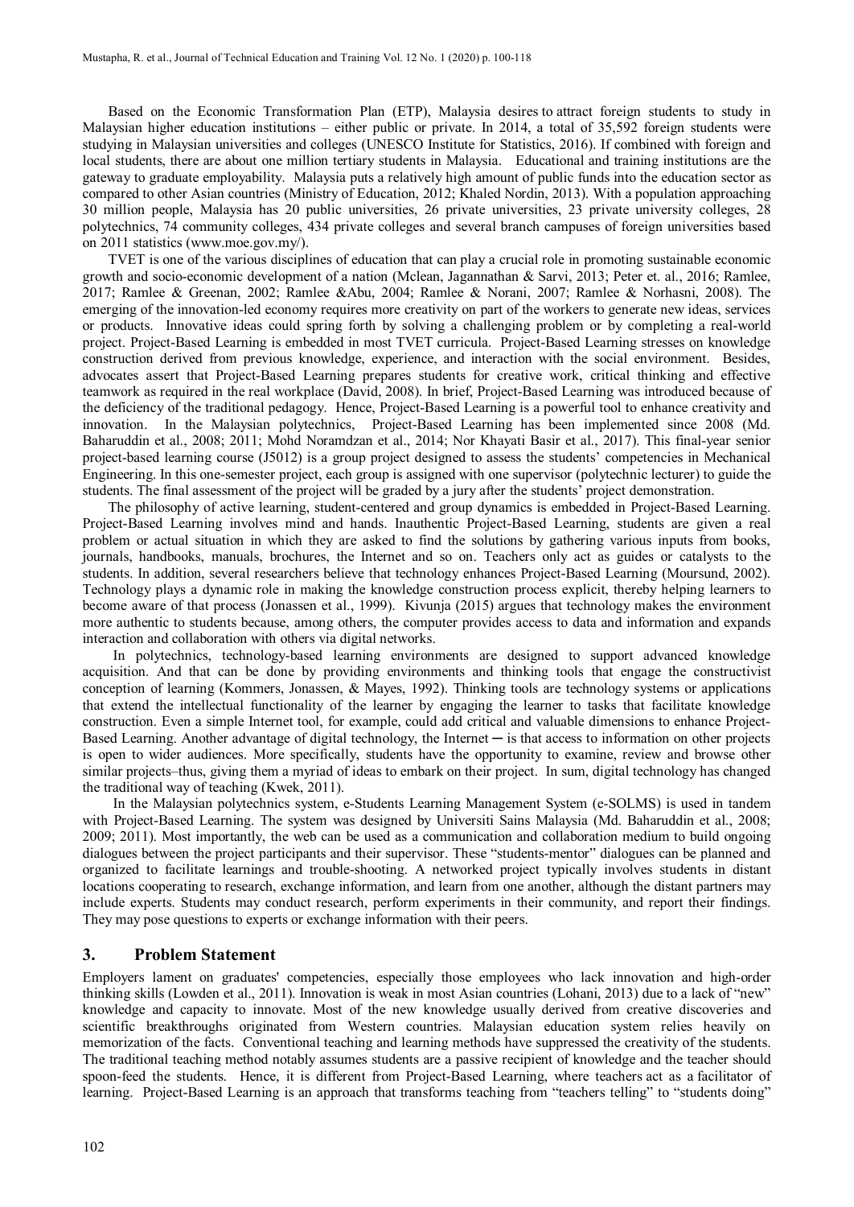Based on the Economic Transformation Plan (ETP), Malaysia desires to attract foreign students to study in Malaysian higher education institutions – either public or private. In 2014, a total of 35,592 foreign students were studying in Malaysian universities and colleges (UNESCO Institute for Statistics, 2016). If combined with foreign and local students, there are about one million tertiary students in Malaysia. Educational and training institutions are the gateway to graduate employability. Malaysia puts a relatively high amount of public funds into the education sector as compared to other Asian countries (Ministry of Education, 2012; Khaled Nordin, 2013). With a population approaching 30 million people, Malaysia has 20 public universities, 26 private universities, 23 private university colleges, 28 polytechnics, 74 community colleges, 434 private colleges and several branch campuses of foreign universities based on 2011 statistics (www.moe.gov.my/).

TVET is one of the various disciplines of education that can play a crucial role in promoting sustainable economic growth and socio-economic development of a nation (Mclean, Jagannathan & Sarvi, 2013; Peter et. al., 2016; Ramlee, 2017; Ramlee & Greenan, 2002; Ramlee &Abu, 2004; Ramlee & Norani, 2007; Ramlee & Norhasni, 2008). The emerging of the innovation-led economy requires more creativity on part of the workers to generate new ideas, services or products. Innovative ideas could spring forth by solving a challenging problem or by completing a real-world project. Project-Based Learning is embedded in most TVET curricula. Project-Based Learning stresses on knowledge construction derived from previous knowledge, experience, and interaction with the social environment. Besides, advocates assert that Project-Based Learning prepares students for creative work, critical thinking and effective teamwork as required in the real workplace (David, 2008). In brief, Project-Based Learning was introduced because of the deficiency of the traditional pedagogy. Hence, Project-Based Learning is a powerful tool to enhance creativity and innovation. In the Malaysian polytechnics, Project-Based Learning has been implemented since 2008 (Md. Baharuddin et al., 2008; 2011; Mohd Noramdzan et al., 2014; Nor Khayati Basir et al., 2017). This final-year senior project-based learning course (J5012) is a group project designed to assess the students' competencies in Mechanical Engineering. In this one-semester project, each group is assigned with one supervisor (polytechnic lecturer) to guide the students. The final assessment of the project will be graded by a jury after the students' project demonstration.

The philosophy of active learning, student-centered and group dynamics is embedded in Project-Based Learning. Project-Based Learning involves mind and hands. Inauthentic Project-Based Learning, students are given a real problem or actual situation in which they are asked to find the solutions by gathering various inputs from books, journals, handbooks, manuals, brochures, the Internet and so on. Teachers only act as guides or catalysts to the students. In addition, several researchers believe that technology enhances Project-Based Learning (Moursund, 2002). Technology plays a dynamic role in making the knowledge construction process explicit, thereby helping learners to become aware of that process (Jonassen et al., 1999). Kivunja (2015) argues that technology makes the environment more authentic to students because, among others, the computer provides access to data and information and expands interaction and collaboration with others via digital networks.

In polytechnics, technology-based learning environments are designed to support advanced knowledge acquisition. And that can be done by providing environments and thinking tools that engage the constructivist conception of learning (Kommers, Jonassen, & Mayes, 1992). Thinking tools are technology systems or applications that extend the intellectual functionality of the learner by engaging the learner to tasks that facilitate knowledge construction. Even a simple Internet tool, for example, could add critical and valuable dimensions to enhance Project-Based Learning. Another advantage of digital technology, the Internet ─ is that access to information on other projects is open to wider audiences. More specifically, students have the opportunity to examine, review and browse other similar projects–thus, giving them a myriad of ideas to embark on their project. In sum, digital technology has changed the traditional way of teaching (Kwek, 2011).

In the Malaysian polytechnics system, e-Students Learning Management System (e-SOLMS) is used in tandem with Project-Based Learning. The system was designed by Universiti Sains Malaysia (Md. Baharuddin et al., 2008; 2009; 2011). Most importantly, the web can be used as a communication and collaboration medium to build ongoing dialogues between the project participants and their supervisor. These "students-mentor" dialogues can be planned and organized to facilitate learnings and trouble-shooting. A networked project typically involves students in distant locations cooperating to research, exchange information, and learn from one another, although the distant partners may include experts. Students may conduct research, perform experiments in their community, and report their findings. They may pose questions to experts or exchange information with their peers.

## 3. Problem Statement

Employers lament on graduates' competencies, especially those employees who lack innovation and high-order thinking skills (Lowden et al., 2011). Innovation is weak in most Asian countries (Lohani, 2013) due to a lack of "new" knowledge and capacity to innovate. Most of the new knowledge usually derived from creative discoveries and scientific breakthroughs originated from Western countries. Malaysian education system relies heavily on memorization of the facts. Conventional teaching and learning methods have suppressed the creativity of the students. The traditional teaching method notably assumes students are a passive recipient of knowledge and the teacher should spoon-feed the students. Hence, it is different from Project-Based Learning, where teachers act as a facilitator of learning. Project-Based Learning is an approach that transforms teaching from "teachers telling" to "students doing"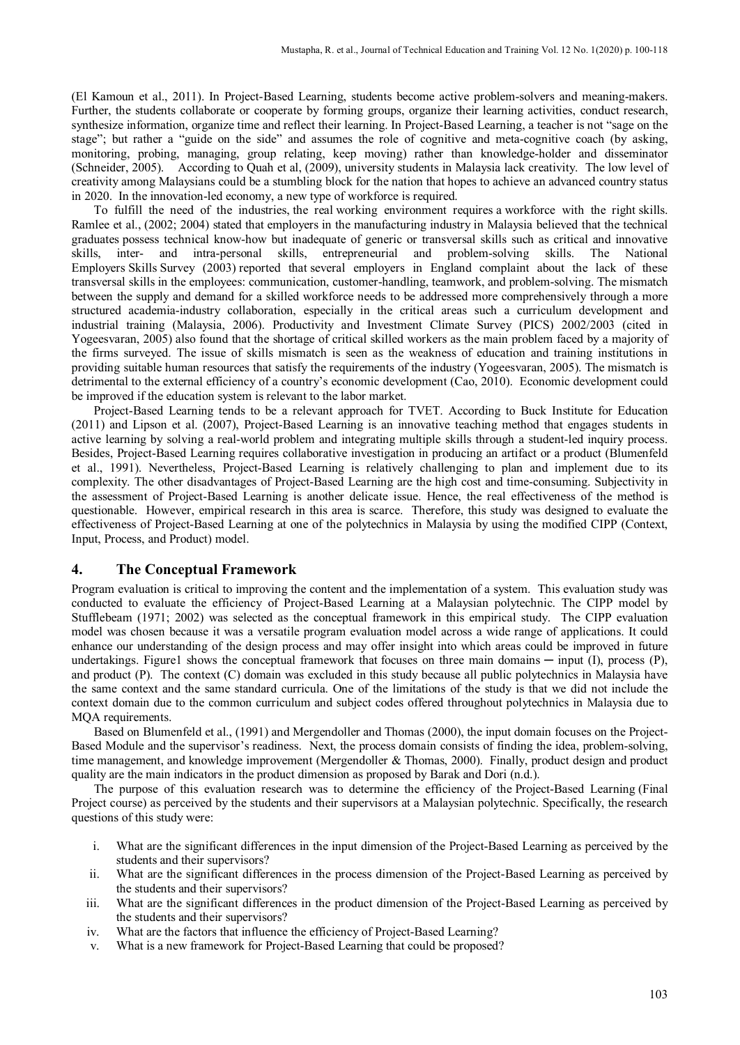(El Kamoun et al., 2011). In Project-Based Learning, students become active problem-solvers and meaning-makers. Further, the students collaborate or cooperate by forming groups, organize their learning activities, conduct research, synthesize information, organize time and reflect their learning. In Project-Based Learning, a teacher is not "sage on the stage"; but rather a "guide on the side" and assumes the role of cognitive and meta-cognitive coach (by asking, monitoring, probing, managing, group relating, keep moving) rather than knowledge-holder and disseminator (Schneider, 2005). According to Quah et al, (2009), university students in Malaysia lack creativity. The low level of creativity among Malaysians could be a stumbling block for the nation that hopes to achieve an advanced country status in 2020. In the innovation-led economy, a new type of workforce is required.

To fulfill the need of the industries, the real working environment requires a workforce with the right skills. Ramlee et al., (2002; 2004) stated that employers in the manufacturing industry in Malaysia believed that the technical graduates possess technical know-how but inadequate of generic or transversal skills such as critical and innovative skills, inter- and intra-personal skills, entrepreneurial and problem-solving skills. The National Employers Skills Survey (2003) reported that several employers in England complaint about the lack of these transversal skills in the employees: communication, customer-handling, teamwork, and problem-solving. The mismatch between the supply and demand for a skilled workforce needs to be addressed more comprehensively through a more structured academia-industry collaboration, especially in the critical areas such a curriculum development and industrial training (Malaysia, 2006). Productivity and Investment Climate Survey (PICS) 2002/2003 (cited in Yogeesvaran, 2005) also found that the shortage of critical skilled workers as the main problem faced by a majority of the firms surveyed. The issue of skills mismatch is seen as the weakness of education and training institutions in providing suitable human resources that satisfy the requirements of the industry (Yogeesvaran, 2005). The mismatch is detrimental to the external efficiency of a country's economic development (Cao, 2010). Economic development could be improved if the education system is relevant to the labor market.

Project-Based Learning tends to be a relevant approach for TVET. According to Buck Institute for Education (2011) and Lipson et al. (2007), Project-Based Learning is an innovative teaching method that engages students in active learning by solving a real-world problem and integrating multiple skills through a student-led inquiry process. Besides, Project-Based Learning requires collaborative investigation in producing an artifact or a product (Blumenfeld et al., 1991). Nevertheless, Project-Based Learning is relatively challenging to plan and implement due to its complexity. The other disadvantages of Project-Based Learning are the high cost and time-consuming. Subjectivity in the assessment of Project-Based Learning is another delicate issue. Hence, the real effectiveness of the method is questionable. However, empirical research in this area is scarce. Therefore, this study was designed to evaluate the effectiveness of Project-Based Learning at one of the polytechnics in Malaysia by using the modified CIPP (Context, Input, Process, and Product) model.

## 4. The Conceptual Framework

Program evaluation is critical to improving the content and the implementation of a system. This evaluation study was conducted to evaluate the efficiency of Project-Based Learning at a Malaysian polytechnic. The CIPP model by Stufflebeam (1971; 2002) was selected as the conceptual framework in this empirical study. The CIPP evaluation model was chosen because it was a versatile program evaluation model across a wide range of applications. It could enhance our understanding of the design process and may offer insight into which areas could be improved in future undertakings. Figure1 shows the conceptual framework that focuses on three main domains ─ input (I), process (P), and product (P). The context (C) domain was excluded in this study because all public polytechnics in Malaysia have the same context and the same standard curricula. One of the limitations of the study is that we did not include the context domain due to the common curriculum and subject codes offered throughout polytechnics in Malaysia due to MQA requirements.

Based on Blumenfeld et al., (1991) and Mergendoller and Thomas (2000), the input domain focuses on the Project-Based Module and the supervisor's readiness. Next, the process domain consists of finding the idea, problem-solving, time management, and knowledge improvement (Mergendoller & Thomas, 2000). Finally, product design and product quality are the main indicators in the product dimension as proposed by Barak and Dori (n.d.).

The purpose of this evaluation research was to determine the efficiency of the Project-Based Learning (Final Project course) as perceived by the students and their supervisors at a Malaysian polytechnic. Specifically, the research questions of this study were:

i. What are the significant differences in the input dimension of the Project-Based Learning as perceived by the students and their supervisors?
ii. What are the significant differences in the process dimension of the Project-Based Learning as perceived by the students and their supervisors?
iii. What are the significant differences in the product dimension of the Project-Based Learning as perceived by the students and their supervisors?
iv. What are the factors that influence the efficiency of Project-Based Learning?
v. What is a new framework for Project-Based Learning that could be proposed?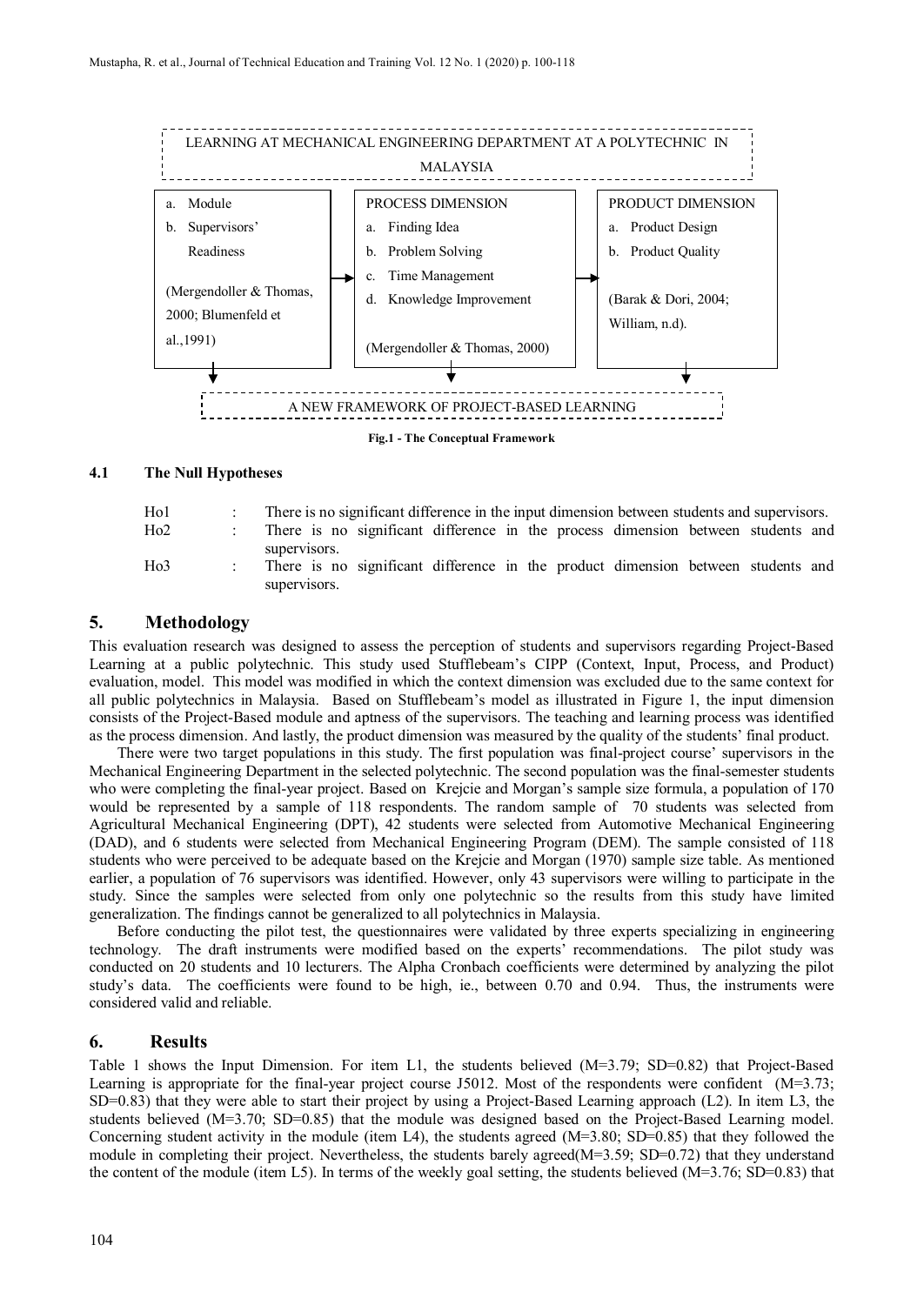LEARNING AT MECHANICAL ENGINEERING DEPARTMENT AT A POLYTECHNIC IN MALAYSIA

| | | |
|---|---|---|
| a. Module<br>b. Supervisors' Readiness<br><br>(Mergendoller & Thomas, 2000; Blumenfeld et al.,1991) | PROCESS DIMENSION<br>a. Finding Idea<br>b. Problem Solving<br>c. Time Management<br>d. Knowledge Improvement<br><br>(Mergendoller & Thomas, 2000) | PRODUCT DIMENSION<br>a. Product Design<br>b. Product Quality<br><br>(Barak & Dori, 2004; William, n.d). |

A NEW FRAMEWORK OF PROJECT-BASED LEARNING

**Fig.1 - The Conceptual Framework**

### 4.1 The Null Hypotheses

Ho1 : There is no significant difference in the input dimension between students and supervisors.

Ho2 : There is no significant difference in the process dimension between students and supervisors.

Ho3 : There is no significant difference in the product dimension between students and supervisors.

## 5. Methodology

This evaluation research was designed to assess the perception of students and supervisors regarding Project-Based Learning at a public polytechnic. This study used Stufflebeam's CIPP (Context, Input, Process, and Product) evaluation, model. This model was modified in which the context dimension was excluded due to the same context for all public polytechnics in Malaysia. Based on Stufflebeam's model as illustrated in Figure 1, the input dimension consists of the Project-Based module and aptness of the supervisors. The teaching and learning process was identified as the process dimension. And lastly, the product dimension was measured by the quality of the students' final product.

There were two target populations in this study. The first population was final-project course' supervisors in the Mechanical Engineering Department in the selected polytechnic. The second population was the final-semester students who were completing the final-year project. Based on Krejcie and Morgan's sample size formula, a population of 170 would be represented by a sample of 118 respondents. The random sample of 70 students was selected from Agricultural Mechanical Engineering (DPT), 42 students were selected from Automotive Mechanical Engineering (DAD), and 6 students were selected from Mechanical Engineering Program (DEM). The sample consisted of 118 students who were perceived to be adequate based on the Krejcie and Morgan (1970) sample size table. As mentioned earlier, a population of 76 supervisors was identified. However, only 43 supervisors were willing to participate in the study. Since the samples were selected from only one polytechnic so the results from this study have limited generalization. The findings cannot be generalized to all polytechnics in Malaysia.

Before conducting the pilot test, the questionnaires were validated by three experts specializing in engineering technology. The draft instruments were modified based on the experts' recommendations. The pilot study was conducted on 20 students and 10 lecturers. The Alpha Cronbach coefficients were determined by analyzing the pilot study's data. The coefficients were found to be high, ie., between 0.70 and 0.94. Thus, the instruments were considered valid and reliable.

## 6. Results

Table 1 shows the Input Dimension. For item L1, the students believed (M=3.79; SD=0.82) that Project-Based Learning is appropriate for the final-year project course J5012. Most of the respondents were confident (M=3.73; SD=0.83) that they were able to start their project by using a Project-Based Learning approach (L2). In item L3, the students believed (M=3.70; SD=0.85) that the module was designed based on the Project-Based Learning model. Concerning student activity in the module (item L4), the students agreed (M=3.80; SD=0.85) that they followed the module in completing their project. Nevertheless, the students barely agreed(M=3.59; SD=0.72) that they understand the content of the module (item L5). In terms of the weekly goal setting, the students believed (M=3.76; SD=0.83) that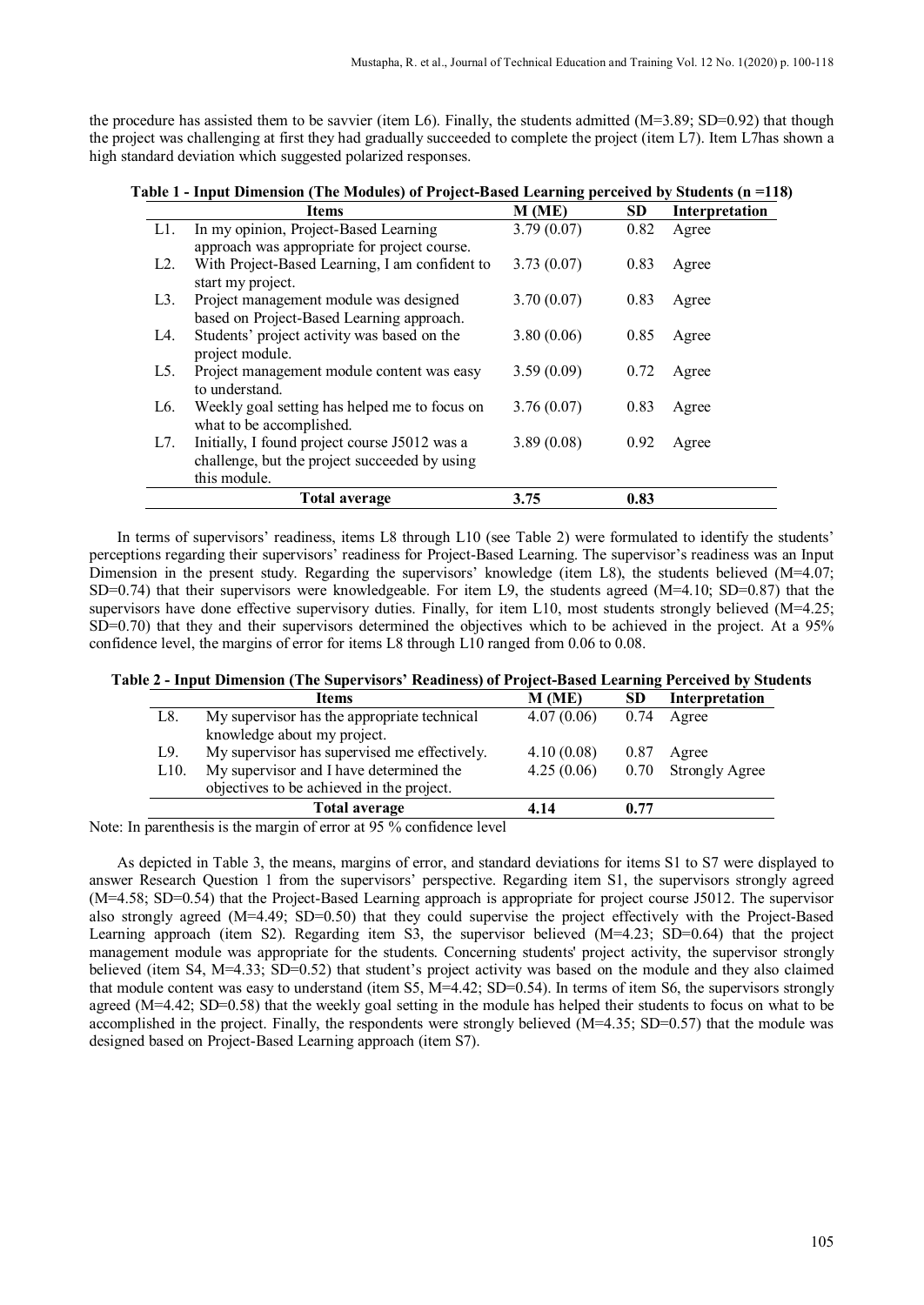the procedure has assisted them to be savvier (item L6). Finally, the students admitted (M=3.89; SD=0.92) that though the project was challenging at first they had gradually succeeded to complete the project (item L7). Item L7has shown a high standard deviation which suggested polarized responses.

**Table 1 - Input Dimension (The Modules) of Project-Based Learning perceived by Students (n =118)**

| | Items | M (ME) | SD | Interpretation |
|---|---|---|---|---|
| L1. | In my opinion, Project-Based Learning approach was appropriate for project course. | 3.79 (0.07) | 0.82 | Agree |
| L2. | With Project-Based Learning, I am confident to start my project. | 3.73 (0.07) | 0.83 | Agree |
| L3. | Project management module was designed based on Project-Based Learning approach. | 3.70 (0.07) | 0.83 | Agree |
| L4. | Students' project activity was based on the project module. | 3.80 (0.06) | 0.85 | Agree |
| L5. | Project management module content was easy to understand. | 3.59 (0.09) | 0.72 | Agree |
| L6. | Weekly goal setting has helped me to focus on what to be accomplished. | 3.76 (0.07) | 0.83 | Agree |
| L7. | Initially, I found project course J5012 was a challenge, but the project succeeded by using this module. | 3.89 (0.08) | 0.92 | Agree |
| | **Total average** | **3.75** | **0.83** | |

In terms of supervisors' readiness, items L8 through L10 (see Table 2) were formulated to identify the students' perceptions regarding their supervisors' readiness for Project-Based Learning. The supervisor's readiness was an Input Dimension in the present study. Regarding the supervisors' knowledge (item L8), the students believed (M=4.07; SD=0.74) that their supervisors were knowledgeable. For item L9, the students agreed (M=4.10; SD=0.87) that the supervisors have done effective supervisory duties. Finally, for item L10, most students strongly believed (M=4.25; SD=0.70) that they and their supervisors determined the objectives which to be achieved in the project. At a 95% confidence level, the margins of error for items L8 through L10 ranged from 0.06 to 0.08.

**Table 2 - Input Dimension (The Supervisors' Readiness) of Project-Based Learning Perceived by Students**

| | Items | M (ME) | SD | Interpretation |
|---|---|---|---|---|
| L8. | My supervisor has the appropriate technical knowledge about my project. | 4.07 (0.06) | 0.74 | Agree |
| L9. | My supervisor has supervised me effectively. | 4.10 (0.08) | 0.87 | Agree |
| L10. | My supervisor and I have determined the objectives to be achieved in the project. | 4.25 (0.06) | 0.70 | Strongly Agree |
| | **Total average** | **4.14** | **0.77** | |

Note: In parenthesis is the margin of error at 95 % confidence level

As depicted in Table 3, the means, margins of error, and standard deviations for items S1 to S7 were displayed to answer Research Question 1 from the supervisors' perspective. Regarding item S1, the supervisors strongly agreed (M=4.58; SD=0.54) that the Project-Based Learning approach is appropriate for project course J5012. The supervisor also strongly agreed (M=4.49; SD=0.50) that they could supervise the project effectively with the Project-Based Learning approach (item S2). Regarding item S3, the supervisor believed (M=4.23; SD=0.64) that the project management module was appropriate for the students. Concerning students' project activity, the supervisor strongly believed (item S4, M=4.33; SD=0.52) that student's project activity was based on the module and they also claimed that module content was easy to understand (item S5, M=4.42; SD=0.54). In terms of item S6, the supervisors strongly agreed (M=4.42; SD=0.58) that the weekly goal setting in the module has helped their students to focus on what to be accomplished in the project. Finally, the respondents were strongly believed (M=4.35; SD=0.57) that the module was designed based on Project-Based Learning approach (item S7).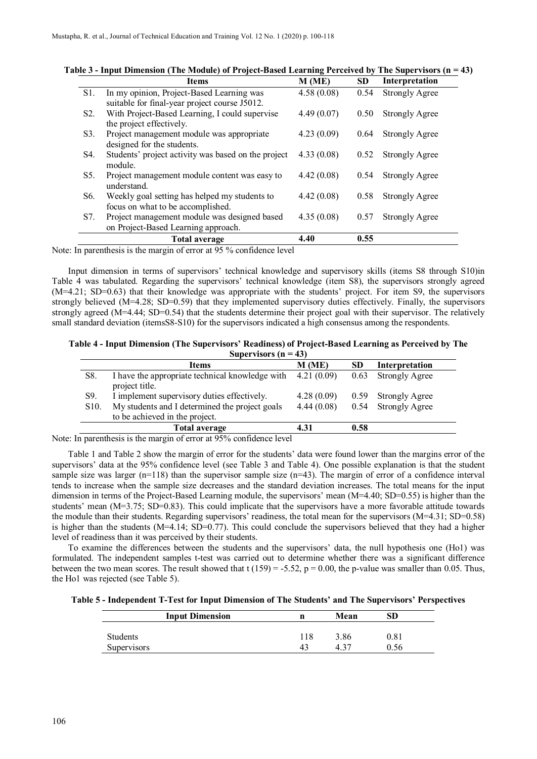**Table 3 - Input Dimension (The Module) of Project-Based Learning Perceived by The Supervisors (n = 43)**

| | Items | M (ME) | SD | Interpretation |
|---|---|---|---|---|
| S1. | In my opinion, Project-Based Learning was suitable for final-year project course J5012. | 4.58 (0.08) | 0.54 | Strongly Agree |
| S2. | With Project-Based Learning, I could supervise the project effectively. | 4.49 (0.07) | 0.50 | Strongly Agree |
| S3. | Project management module was appropriate designed for the students. | 4.23 (0.09) | 0.64 | Strongly Agree |
| S4. | Students' project activity was based on the project module. | 4.33 (0.08) | 0.52 | Strongly Agree |
| S5. | Project management module content was easy to understand. | 4.42 (0.08) | 0.54 | Strongly Agree |
| S6. | Weekly goal setting has helped my students to focus on what to be accomplished. | 4.42 (0.08) | 0.58 | Strongly Agree |
| S7. | Project management module was designed based on Project-Learning approach. | 4.35 (0.08) | 0.57 | Strongly Agree |
| | **Total average** | **4.40** | **0.55** | |

Note: In parenthesis is the margin of error at 95 % confidence level

Input dimension in terms of supervisors' technical knowledge and supervisory skills (items S8 through S10)in Table 4 was tabulated. Regarding the supervisors' technical knowledge (item S8), the supervisors strongly agreed (M=4.21; SD=0.63) that their knowledge was appropriate with the students' project. For item S9, the supervisors strongly believed (M=4.28; SD=0.59) that they implemented supervisory duties effectively. Finally, the supervisors strongly agreed (M=4.44; SD=0.54) that the students determine their project goal with their supervisor. The relatively small standard deviation (itemsS8-S10) for the supervisors indicated a high consensus among the respondents.

**Table 4 - Input Dimension (The Supervisors' Readiness) of Project-Based Learning as Perceived by The Supervisors (n = 43)**

| | Items | M (ME) | SD | Interpretation |
|---|---|---|---|---|
| S8. | I have the appropriate technical knowledge with project title. | 4.21 (0.09) | 0.63 | Strongly Agree |
| S9. | I implement supervisory duties effectively. | 4.28 (0.09) | 0.59 | Strongly Agree |
| S10. | My students and I determined the project goals to be achieved in the project. | 4.44 (0.08) | 0.54 | Strongly Agree |
| | **Total average** | **4.31** | **0.58** | |

Note: In parenthesis is the margin of error at 95% confidence level

Table 1 and Table 2 show the margin of error for the students' data were found lower than the margins error of the supervisors' data at the 95% confidence level (see Table 3 and Table 4). One possible explanation is that the student sample size was larger (n=118) than the supervisor sample size (n=43). The margin of error of a confidence interval tends to increase when the sample size decreases and the standard deviation increases. The total means for the input dimension in terms of the Project-Based Learning module, the supervisors' mean (M=4.40; SD=0.55) is higher than the students' mean (M=3.75; SD=0.83). This could implicate that the supervisors have a more favorable attitude towards the module than their students. Regarding supervisors' readiness, the total mean for the supervisors (M=4.31; SD=0.58) is higher than the students (M=4.14; SD=0.77). This could conclude the supervisors believed that they had a higher level of readiness than it was perceived by their students.

To examine the differences between the students and the supervisors' data, the null hypothesis one (Ho1) was formulated. The independent samples t-test was carried out to determine whether there was a significant difference between the two mean scores. The result showed that t (159) = -5.52, p = 0.00, the p-value was smaller than 0.05. Thus, the Ho1 was rejected (see Table 5).

**Table 5 - Independent T-Test for Input Dimension of The Students' and The Supervisors' Perspectives**

| Input Dimension | n | Mean | SD |
|---|---|---|---|
| Students | 118 | 3.86 | 0.81 |
| Supervisors | 43 | 4.37 | 0.56 |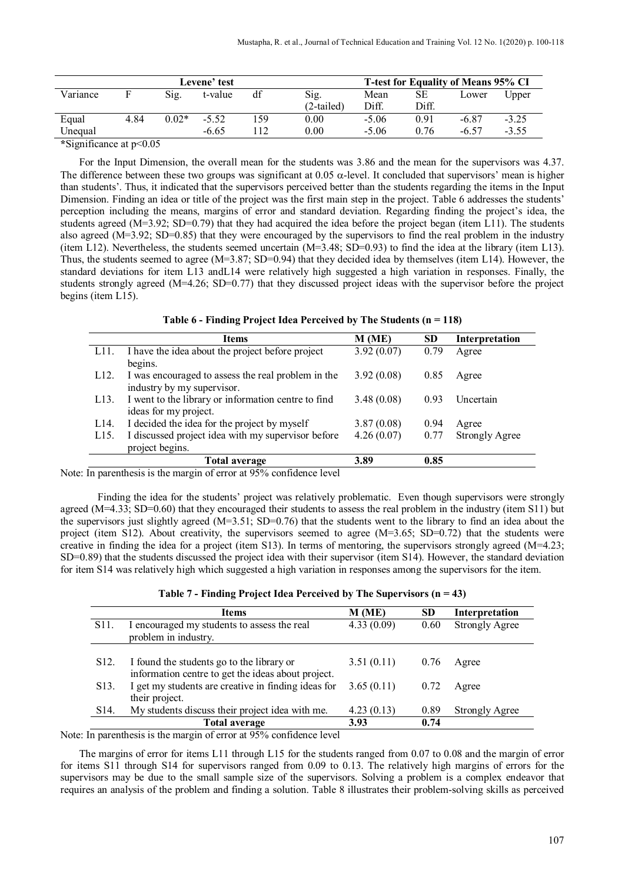| Levene' test | | | | | | T-test for Equality of Means 95% CI | | | |
|---|---|---|---|---|---|---|---|---|---|
| Variance | F | Sig. | t-value | df | Sig. (2-tailed) | Mean Diff. | SE Diff. | Lower | Upper |
| Equal | 4.84 | 0.02* | -5.52 | 159 | 0.00 | -5.06 | 0.91 | -6.87 | -3.25 |
| Unequal | | | -6.65 | 112 | 0.00 | -5.06 | 0.76 | -6.57 | -3.55 |

*Significance at $p<0.05$

For the Input Dimension, the overall mean for the students was 3.86 and the mean for the supervisors was 4.37. The difference between these two groups was significant at 0.05 $\alpha$-level. It concluded that supervisors' mean is higher than students'. Thus, it indicated that the supervisors perceived better than the students regarding the items in the Input Dimension. Finding an idea or title of the project was the first main step in the project. Table 6 addresses the students' perception including the means, margins of error and standard deviation. Regarding finding the project's idea, the students agreed (M=3.92; SD=0.79) that they had acquired the idea before the project began (item L11). The students also agreed (M=3.92; SD=0.85) that they were encouraged by the supervisors to find the real problem in the industry (item L12). Nevertheless, the students seemed uncertain (M=3.48; SD=0.93) to find the idea at the library (item L13). Thus, the students seemed to agree (M=3.87; SD=0.94) that they decided idea by themselves (item L14). However, the standard deviations for item L13 andL14 were relatively high suggested a high variation in responses. Finally, the students strongly agreed (M=4.26; SD=0.77) that they discussed project ideas with the supervisor before the project begins (item L15).

**Table 6 - Finding Project Idea Perceived by The Students (n = 118)**

| | Items | M (ME) | SD | Interpretation |
|---|---|---|---|---|
| L11. | I have the idea about the project before project begins. | 3.92 (0.07) | 0.79 | Agree |
| L12. | I was encouraged to assess the real problem in the industry by my supervisor. | 3.92 (0.08) | 0.85 | Agree |
| L13. | I went to the library or information centre to find ideas for my project. | 3.48 (0.08) | 0.93 | Uncertain |
| L14. | I decided the idea for the project by myself | 3.87 (0.08) | 0.94 | Agree |
| L15. | I discussed project idea with my supervisor before project begins. | 4.26 (0.07) | 0.77 | Strongly Agree |
| | **Total average** | **3.89** | **0.85** | |

Note: In parenthesis is the margin of error at 95% confidence level

Finding the idea for the students' project was relatively problematic. Even though supervisors were strongly agreed (M=4.33; SD=0.60) that they encouraged their students to assess the real problem in the industry (item S11) but the supervisors just slightly agreed (M=3.51; SD=0.76) that the students went to the library to find an idea about the project (item S12). About creativity, the supervisors seemed to agree (M=3.65; SD=0.72) that the students were creative in finding the idea for a project (item S13). In terms of mentoring, the supervisors strongly agreed (M=4.23; SD=0.89) that the students discussed the project idea with their supervisor (item S14). However, the standard deviation for item S14 was relatively high which suggested a high variation in responses among the supervisors for the item.

**Table 7 - Finding Project Idea Perceived by The Supervisors (n = 43)**

| | Items | M (ME) | SD | Interpretation |
|---|---|---|---|---|
| S11. | I encouraged my students to assess the real problem in industry. | 4.33 (0.09) | 0.60 | Strongly Agree |
| S12. | I found the students go to the library or information centre to get the ideas about project. | 3.51 (0.11) | 0.76 | Agree |
| S13. | I get my students are creative in finding ideas for their project. | 3.65 (0.11) | 0.72 | Agree |
| S14. | My students discuss their project idea with me. | 4.23 (0.13) | 0.89 | Strongly Agree |
| | **Total average** | **3.93** | **0.74** | |

Note: In parenthesis is the margin of error at 95% confidence level

The margins of error for items L11 through L15 for the students ranged from 0.07 to 0.08 and the margin of error for items S11 through S14 for supervisors ranged from 0.09 to 0.13. The relatively high margins of errors for the supervisors may be due to the small sample size of the supervisors. Solving a problem is a complex endeavor that requires an analysis of the problem and finding a solution. Table 8 illustrates their problem-solving skills as perceived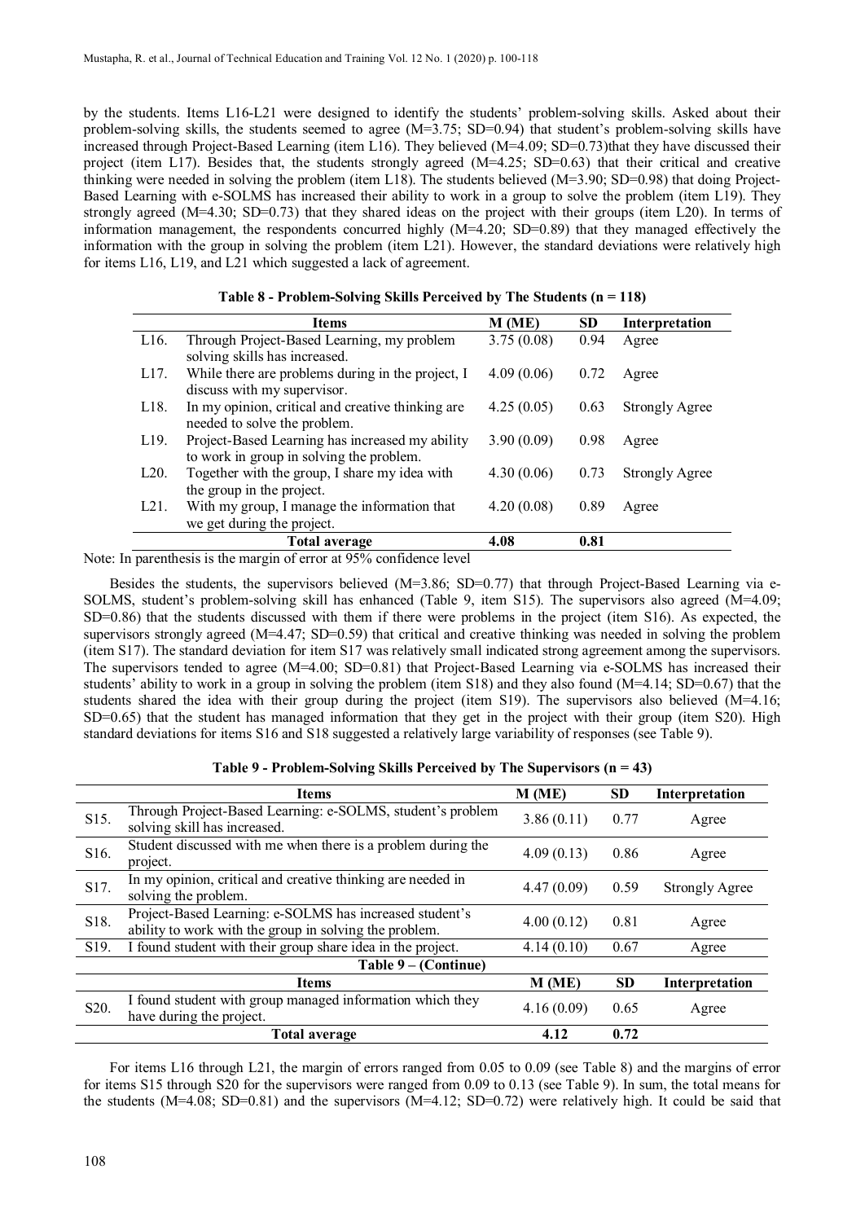by the students. Items L16-L21 were designed to identify the students' problem-solving skills. Asked about their problem-solving skills, the students seemed to agree (M=3.75; SD=0.94) that student's problem-solving skills have increased through Project-Based Learning (item L16). They believed (M=4.09; SD=0.73)that they have discussed their project (item L17). Besides that, the students strongly agreed (M=4.25; SD=0.63) that their critical and creative thinking were needed in solving the problem (item L18). The students believed (M=3.90; SD=0.98) that doing Project-Based Learning with e-SOLMS has increased their ability to work in a group to solve the problem (item L19). They strongly agreed (M=4.30; SD=0.73) that they shared ideas on the project with their groups (item L20). In terms of information management, the respondents concurred highly (M=4.20; SD=0.89) that they managed effectively the information with the group in solving the problem (item L21). However, the standard deviations were relatively high for items L16, L19, and L21 which suggested a lack of agreement.

**Table 8 - Problem-Solving Skills Perceived by The Students (n = 118)**

| | Items | M (ME) | SD | Interpretation |
|---|---|---|---|---|
| L16. | Through Project-Based Learning, my problem solving skills has increased. | 3.75 (0.08) | 0.94 | Agree |
| L17. | While there are problems during in the project, I discuss with my supervisor. | 4.09 (0.06) | 0.72 | Agree |
| L18. | In my opinion, critical and creative thinking are needed to solve the problem. | 4.25 (0.05) | 0.63 | Strongly Agree |
| L19. | Project-Based Learning has increased my ability to work in group in solving the problem. | 3.90 (0.09) | 0.98 | Agree |
| L20. | Together with the group, I share my idea with the group in the project. | 4.30 (0.06) | 0.73 | Strongly Agree |
| L21. | With my group, I manage the information that we get during the project. | 4.20 (0.08) | 0.89 | Agree |
| | **Total average** | **4.08** | **0.81** | |

Note: In parenthesis is the margin of error at 95% confidence level

Besides the students, the supervisors believed (M=3.86; SD=0.77) that through Project-Based Learning via e-SOLMS, student's problem-solving skill has enhanced (Table 9, item S15). The supervisors also agreed (M=4.09; SD=0.86) that the students discussed with them if there were problems in the project (item S16). As expected, the supervisors strongly agreed (M=4.47; SD=0.59) that critical and creative thinking was needed in solving the problem (item S17). The standard deviation for item S17 was relatively small indicated strong agreement among the supervisors. The supervisors tended to agree (M=4.00; SD=0.81) that Project-Based Learning via e-SOLMS has increased their students' ability to work in a group in solving the problem (item S18) and they also found (M=4.14; SD=0.67) that the students shared the idea with their group during the project (item S19). The supervisors also believed (M=4.16; SD=0.65) that the student has managed information that they get in the project with their group (item S20). High standard deviations for items S16 and S18 suggested a relatively large variability of responses (see Table 9).

**Table 9 - Problem-Solving Skills Perceived by The Supervisors (n = 43)**

| | Items | M (ME) | SD | Interpretation |
|---|---|---|---|---|
| S15. | Through Project-Based Learning: e-SOLMS, student's problem solving skill has increased. | 3.86 (0.11) | 0.77 | Agree |
| S16. | Student discussed with me when there is a problem during the project. | 4.09 (0.13) | 0.86 | Agree |
| S17. | In my opinion, critical and creative thinking are needed in solving the problem. | 4.47 (0.09) | 0.59 | Strongly Agree |
| S18. | Project-Based Learning: e-SOLMS has increased student's ability to work with the group in solving the problem. | 4.00 (0.12) | 0.81 | Agree |
| S19. | I found student with their group share idea in the project. | 4.14 (0.10) | 0.67 | Agree |
| S20. | I found student with group managed information which they have during the project. | 4.16 (0.09) | 0.65 | Agree |
| | **Total average** | **4.12** | **0.72** | |

For items L16 through L21, the margin of errors ranged from 0.05 to 0.09 (see Table 8) and the margins of error for items S15 through S20 for the supervisors were ranged from 0.09 to 0.13 (see Table 9). In sum, the total means for the students (M=4.08; SD=0.81) and the supervisors (M=4.12; SD=0.72) were relatively high. It could be said that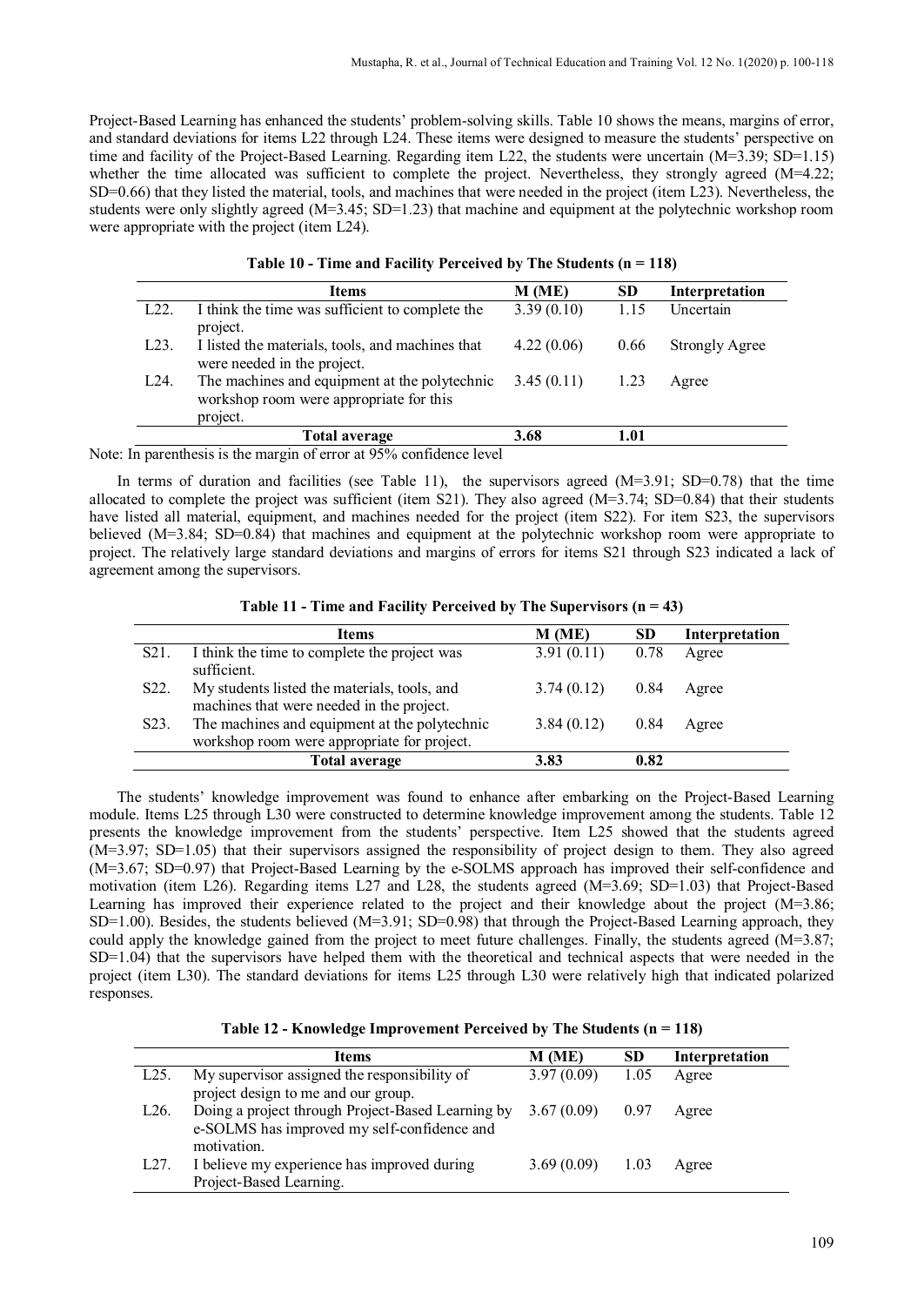Project-Based Learning has enhanced the students' problem-solving skills. Table 10 shows the means, margins of error, and standard deviations for items L22 through L24. These items were designed to measure the students' perspective on time and facility of the Project-Based Learning. Regarding item L22, the students were uncertain (M=3.39; SD=1.15) whether the time allocated was sufficient to complete the project. Nevertheless, they strongly agreed (M=4.22; SD=0.66) that they listed the material, tools, and machines that were needed in the project (item L23). Nevertheless, the students were only slightly agreed (M=3.45; SD=1.23) that machine and equipment at the polytechnic workshop room were appropriate with the project (item L24).

**Table 10 - Time and Facility Perceived by The Students (n = 118)**

| | Items | M (ME) | SD | Interpretation |
|---|---|---|---|---|
| L22. | I think the time was sufficient to complete the project. | 3.39 (0.10) | 1.15 | Uncertain |
| L23. | I listed the materials, tools, and machines that were needed in the project. | 4.22 (0.06) | 0.66 | Strongly Agree |
| L24. | The machines and equipment at the polytechnic workshop room were appropriate for this project. | 3.45 (0.11) | 1.23 | Agree |
| | **Total average** | **3.68** | **1.01** | |

Note: In parenthesis is the margin of error at 95% confidence level

In terms of duration and facilities (see Table 11), the supervisors agreed (M=3.91; SD=0.78) that the time allocated to complete the project was sufficient (item S21). They also agreed (M=3.74; SD=0.84) that their students have listed all material, equipment, and machines needed for the project (item S22). For item S23, the supervisors believed (M=3.84; SD=0.84) that machines and equipment at the polytechnic workshop room were appropriate to project. The relatively large standard deviations and margins of errors for items S21 through S23 indicated a lack of agreement among the supervisors.

**Table 11 - Time and Facility Perceived by The Supervisors (n = 43)**

| | Items | M (ME) | SD | Interpretation |
|---|---|---|---|---|
| S21. | I think the time to complete the project was sufficient. | 3.91 (0.11) | 0.78 | Agree |
| S22. | My students listed the materials, tools, and machines that were needed in the project. | 3.74 (0.12) | 0.84 | Agree |
| S23. | The machines and equipment at the polytechnic workshop room were appropriate for project. | 3.84 (0.12) | 0.84 | Agree |
| | **Total average** | **3.83** | **0.82** | |

The students' knowledge improvement was found to enhance after embarking on the Project-Based Learning module. Items L25 through L30 were constructed to determine knowledge improvement among the students. Table 12 presents the knowledge improvement from the students' perspective. Item L25 showed that the students agreed (M=3.97; SD=1.05) that their supervisors assigned the responsibility of project design to them. They also agreed (M=3.67; SD=0.97) that Project-Based Learning by the e-SOLMS approach has improved their self-confidence and motivation (item L26). Regarding items L27 and L28, the students agreed (M=3.69; SD=1.03) that Project-Based Learning has improved their experience related to the project and their knowledge about the project (M=3.86; SD=1.00). Besides, the students believed (M=3.91; SD=0.98) that through the Project-Based Learning approach, they could apply the knowledge gained from the project to meet future challenges. Finally, the students agreed (M=3.87; SD=1.04) that the supervisors have helped them with the theoretical and technical aspects that were needed in the project (item L30). The standard deviations for items L25 through L30 were relatively high that indicated polarized responses.

**Table 12 - Knowledge Improvement Perceived by The Students (n = 118)**

| | Items | M (ME) | SD | Interpretation |
|---|---|---|---|---|
| L25. | My supervisor assigned the responsibility of project design to me and our group. | 3.97 (0.09) | 1.05 | Agree |
| L26. | Doing a project through Project-Based Learning by e-SOLMS has improved my self-confidence and motivation. | 3.67 (0.09) | 0.97 | Agree |
| L27. | I believe my experience has improved during Project-Based Learning. | 3.69 (0.09) | 1.03 | Agree |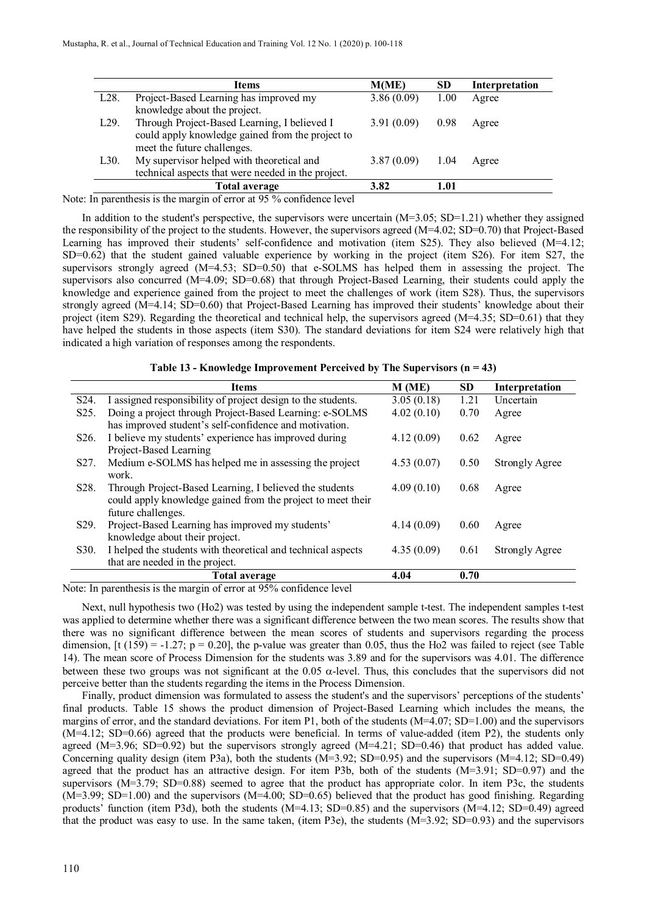| | Items | M(ME) | SD | Interpretation |
|---|---|---|---|---|
| L28. | Project-Based Learning has improved my knowledge about the project. | 3.86 (0.09) | 1.00 | Agree |
| L29. | Through Project-Based Learning, I believed I could apply knowledge gained from the project to meet the future challenges. | 3.91 (0.09) | 0.98 | Agree |
| L30. | My supervisor helped with theoretical and technical aspects that were needed in the project. | 3.87 (0.09) | 1.04 | Agree |
| | **Total average** | **3.82** | **1.01** | |

Note: In parenthesis is the margin of error at 95 % confidence level

In addition to the student's perspective, the supervisors were uncertain (M=3.05; SD=1.21) whether they assigned the responsibility of the project to the students. However, the supervisors agreed (M=4.02; SD=0.70) that Project-Based Learning has improved their students' self-confidence and motivation (item S25). They also believed (M=4.12; SD=0.62) that the student gained valuable experience by working in the project (item S26). For item S27, the supervisors strongly agreed (M=4.53; SD=0.50) that e-SOLMS has helped them in assessing the project. The supervisors also concurred (M=4.09; SD=0.68) that through Project-Based Learning, their students could apply the knowledge and experience gained from the project to meet the challenges of work (item S28). Thus, the supervisors strongly agreed (M=4.14; SD=0.60) that Project-Based Learning has improved their students' knowledge about their project (item S29). Regarding the theoretical and technical help, the supervisors agreed (M=4.35; SD=0.61) that they have helped the students in those aspects (item S30). The standard deviations for item S24 were relatively high that indicated a high variation of responses among the respondents.

**Table 13 - Knowledge Improvement Perceived by The Supervisors (n = 43)**

| | Items | M (ME) | SD | Interpretation |
|---|---|---|---|---|
| S24. | I assigned responsibility of project design to the students. | 3.05 (0.18) | 1.21 | Uncertain |
| S25. | Doing a project through Project-Based Learning: e-SOLMS has improved student's self-confidence and motivation. | 4.02 (0.10) | 0.70 | Agree |
| S26. | I believe my students' experience has improved during Project-Based Learning | 4.12 (0.09) | 0.62 | Agree |
| S27. | Medium e-SOLMS has helped me in assessing the project work. | 4.53 (0.07) | 0.50 | Strongly Agree |
| S28. | Through Project-Based Learning, I believed the students could apply knowledge gained from the project to meet their future challenges. | 4.09 (0.10) | 0.68 | Agree |
| S29. | Project-Based Learning has improved my students' knowledge about their project. | 4.14 (0.09) | 0.60 | Agree |
| S30. | I helped the students with theoretical and technical aspects that are needed in the project. | 4.35 (0.09) | 0.61 | Strongly Agree |
| | **Total average** | **4.04** | **0.70** | |

Note: In parenthesis is the margin of error at 95% confidence level

Next, null hypothesis two (Ho2) was tested by using the independent sample t-test. The independent samples t-test was applied to determine whether there was a significant difference between the two mean scores. The results show that there was no significant difference between the mean scores of students and supervisors regarding the process dimension, [$t(159) = -1.27$; $p = 0.20$], the p-value was greater than 0.05, thus the Ho2 was failed to reject (see Table 14). The mean score of Process Dimension for the students was 3.89 and for the supervisors was 4.01. The difference between these two groups was not significant at the 0.05 $\alpha$-level. Thus, this concludes that the supervisors did not perceive better than the students regarding the items in the Process Dimension.

Finally, product dimension was formulated to assess the student's and the supervisors' perceptions of the students' final products. Table 15 shows the product dimension of Project-Based Learning which includes the means, the margins of error, and the standard deviations. For item P1, both of the students (M=4.07; SD=1.00) and the supervisors (M=4.12; SD=0.66) agreed that the products were beneficial. In terms of value-added (item P2), the students only agreed (M=3.96; SD=0.92) but the supervisors strongly agreed (M=4.21; SD=0.46) that product has added value. Concerning quality design (item P3a), both the students (M=3.92; SD=0.95) and the supervisors (M=4.12; SD=0.49) agreed that the product has an attractive design. For item P3b, both of the students (M=3.91; SD=0.97) and the supervisors (M=3.79; SD=0.88) seemed to agree that the product has appropriate color. In item P3c, the students (M=3.99; SD=1.00) and the supervisors (M=4.00; SD=0.65) believed that the product has good finishing. Regarding products' function (item P3d), both the students (M=4.13; SD=0.85) and the supervisors (M=4.12; SD=0.49) agreed that the product was easy to use. In the same taken, (item P3e), the students (M=3.92; SD=0.93) and the supervisors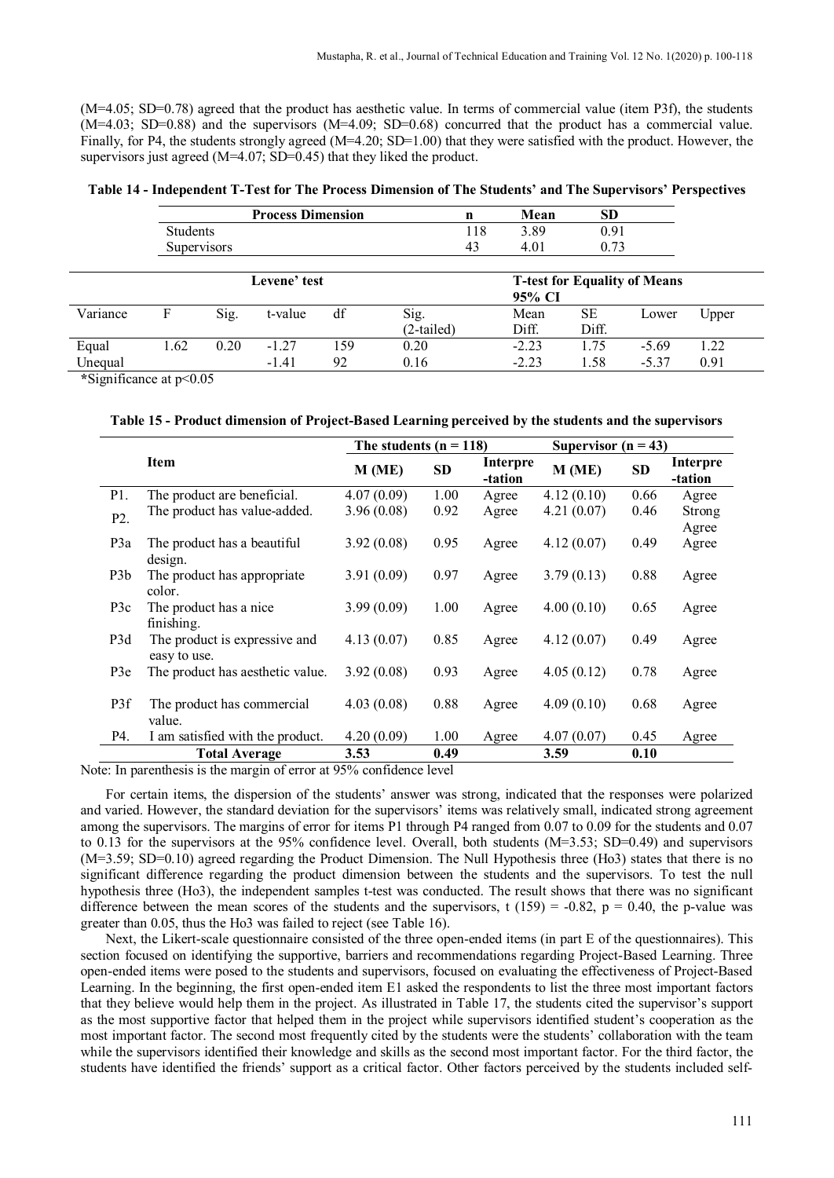(M=4.05; SD=0.78) agreed that the product has aesthetic value. In terms of commercial value (item P3f), the students (M=4.03; SD=0.88) and the supervisors (M=4.09; SD=0.68) concurred that the product has a commercial value. Finally, for P4, the students strongly agreed (M=4.20; SD=1.00) that they were satisfied with the product. However, the supervisors just agreed (M=4.07; SD=0.45) that they liked the product.

**Table 14 - Independent T-Test for The Process Dimension of The Students' and The Supervisors' Perspectives**

| Process Dimension | n | Mean | SD |
|---|---|---|---|
| Students | 118 | 3.89 | 0.91 |
| Supervisors | 43 | 4.01 | 0.73 |

| | Levene' test | | | | | T-test for Equality of Means | | | |
|---|---|---|---|---|---|---|---|---|---|
| | | | | | | 95% CI | | | |
| Variance | F | Sig. | t-value | df | Sig. (2-tailed) | Mean Diff. | SE Diff. | Lower | Upper |
| Equal | 1.62 | 0.20 | -1.27 | 159 | 0.20 | -2.23 | 1.75 | -5.69 | 1.22 |
| Unequal | | | -1.41 | 92 | 0.16 | -2.23 | 1.58 | -5.37 | 0.91 |

*Significance at $p<0.05$

**Table 15 - Product dimension of Project-Based Learning perceived by the students and the supervisors**

| | Item | The students (n = 118) | | | Supervisor (n = 43) | | |
|---|---|---|---|---|---|---|---|
| | | M (ME) | SD | Interpre-tation | M (ME) | SD | Interpre-tation |
| P1. | The product are beneficial. | 4.07 (0.09) | 1.00 | Agree | 4.12 (0.10) | 0.66 | Agree |
| P2. | The product has value-added. | 3.96 (0.08) | 0.92 | Agree | 4.21 (0.07) | 0.46 | Strong Agree |
| P3a | The product has a beautiful design. | 3.92 (0.08) | 0.95 | Agree | 4.12 (0.07) | 0.49 | Agree |
| P3b | The product has appropriate color. | 3.91 (0.09) | 0.97 | Agree | 3.79 (0.13) | 0.88 | Agree |
| P3c | The product has a nice finishing. | 3.99 (0.09) | 1.00 | Agree | 4.00 (0.10) | 0.65 | Agree |
| P3d | The product is expressive and easy to use. | 4.13 (0.07) | 0.85 | Agree | 4.12 (0.07) | 0.49 | Agree |
| P3e | The product has aesthetic value. | 3.92 (0.08) | 0.93 | Agree | 4.05 (0.12) | 0.78 | Agree |
| P3f | The product has commercial value. | 4.03 (0.08) | 0.88 | Agree | 4.09 (0.10) | 0.68 | Agree |
| P4. | I am satisfied with the product. | 4.20 (0.09) | 1.00 | Agree | 4.07 (0.07) | 0.45 | Agree |
| | **Total Average** | **3.53** | **0.49** | | **3.59** | **0.10** | |

Note: In parenthesis is the margin of error at 95% confidence level

For certain items, the dispersion of the students' answer was strong, indicated that the responses were polarized and varied. However, the standard deviation for the supervisors' items was relatively small, indicated strong agreement among the supervisors. The margins of error for items P1 through P4 ranged from 0.07 to 0.09 for the students and 0.07 to 0.13 for the supervisors at the 95% confidence level. Overall, both students (M=3.53; SD=0.49) and supervisors (M=3.59; SD=0.10) agreed regarding the Product Dimension. The Null Hypothesis three (Ho3) states that there is no significant difference regarding the product dimension between the students and the supervisors. To test the null hypothesis three (Ho3), the independent samples t-test was conducted. The result shows that there was no significant difference between the mean scores of the students and the supervisors, $t(159) = -0.82$, $p = 0.40$, the p-value was greater than 0.05, thus the Ho3 was failed to reject (see Table 16).

Next, the Likert-scale questionnaire consisted of the three open-ended items (in part E of the questionnaires). This section focused on identifying the supportive, barriers and recommendations regarding Project-Based Learning. Three open-ended items were posed to the students and supervisors, focused on evaluating the effectiveness of Project-Based Learning. In the beginning, the first open-ended item E1 asked the respondents to list the three most important factors that they believe would help them in the project. As illustrated in Table 17, the students cited the supervisor's support as the most supportive factor that helped them in the project while supervisors identified student's cooperation as the most important factor. The second most frequently cited by the students were the students' collaboration with the team while the supervisors identified their knowledge and skills as the second most important factor. For the third factor, the students have identified the friends' support as a critical factor. Other factors perceived by the students included self-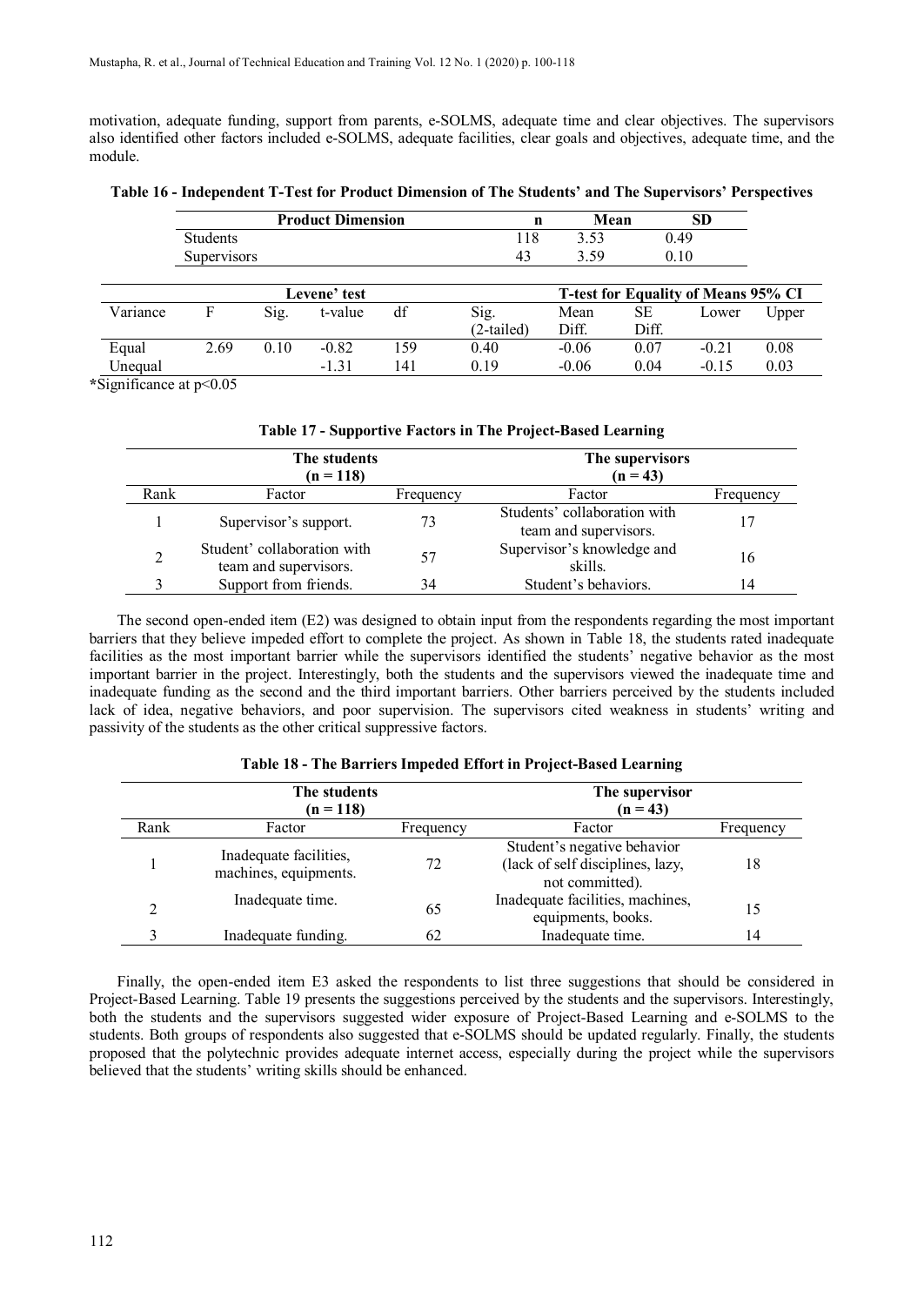motivation, adequate funding, support from parents, e-SOLMS, adequate time and clear objectives. The supervisors also identified other factors included e-SOLMS, adequate facilities, clear goals and objectives, adequate time, and the module.

**Table 16 - Independent T-Test for Product Dimension of The Students' and The Supervisors' Perspectives**

| Product Dimension | n | Mean | SD |
|---|---|---|---|
| Students | 118 | 3.53 | 0.49 |
| Supervisors | 43 | 3.59 | 0.10 |

| | Levene' test | | | | T-test for Equality of Means 95% CI | | | | |
|---|---|---|---|---|---|---|---|---|---|
| Variance | F | Sig. | t-value | df | Sig. (2-tailed) | Mean Diff. | SE Diff. | Lower | Upper |
| Equal | 2.69 | 0.10 | -0.82 | 159 | 0.40 | -0.06 | 0.07 | -0.21 | 0.08 |
| Unequal | | | -1.31 | 141 | 0.19 | -0.06 | 0.04 | -0.15 | 0.03 |

*Significance at $p<0.05$

**Table 17 - Supportive Factors in The Project-Based Learning**

| | The students (n = 118) | | The supervisors (n = 43) | |
|---|---|---|---|---|
| Rank | Factor | Frequency | Factor | Frequency |
| 1 | Supervisor's support. | 73 | Students' collaboration with team and supervisors. | 17 |
| 2 | Student' collaboration with team and supervisors. | 57 | Supervisor's knowledge and skills. | 16 |
| 3 | Support from friends. | 34 | Student's behaviors. | 14 |

The second open-ended item (E2) was designed to obtain input from the respondents regarding the most important barriers that they believe impeded effort to complete the project. As shown in Table 18, the students rated inadequate facilities as the most important barrier while the supervisors identified the students' negative behavior as the most important barrier in the project. Interestingly, both the students and the supervisors viewed the inadequate time and inadequate funding as the second and the third important barriers. Other barriers perceived by the students included lack of idea, negative behaviors, and poor supervision. The supervisors cited weakness in students' writing and passivity of the students as the other critical suppressive factors.

**Table 18 - The Barriers Impeded Effort in Project-Based Learning**

| | The students (n = 118) | | The supervisor (n = 43) | |
|---|---|---|---|---|
| Rank | Factor | Frequency | Factor | Frequency |
| 1 | Inadequate facilities, machines, equipments. | 72 | Student's negative behavior (lack of self disciplines, lazy, not committed). | 18 |
| 2 | Inadequate time. | 65 | Inadequate facilities, machines, equipments, books. | 15 |
| 3 | Inadequate funding. | 62 | Inadequate time. | 14 |

Finally, the open-ended item E3 asked the respondents to list three suggestions that should be considered in Project-Based Learning. Table 19 presents the suggestions perceived by the students and the supervisors. Interestingly, both the students and the supervisors suggested wider exposure of Project-Based Learning and e-SOLMS to the students. Both groups of respondents also suggested that e-SOLMS should be updated regularly. Finally, the students proposed that the polytechnic provides adequate internet access, especially during the project while the supervisors believed that the students' writing skills should be enhanced.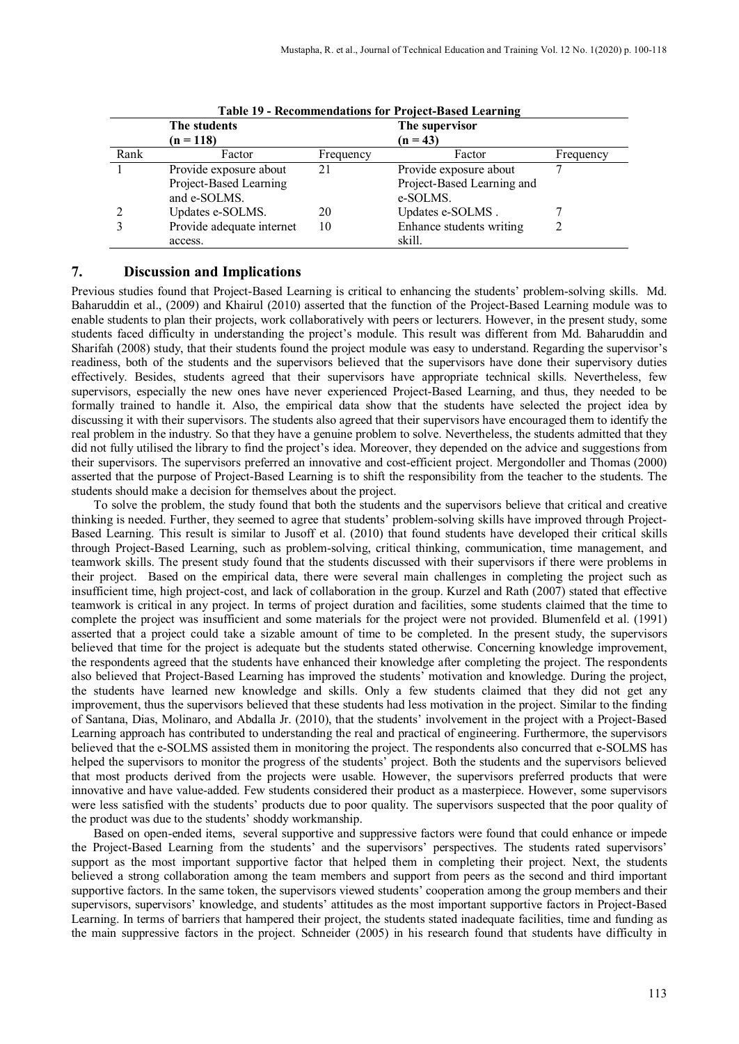**Table 19 - Recommendations for Project-Based Learning**

| | The students (n = 118) | | The supervisor (n = 43) | |
|---|---|---|---|---|
| Rank | Factor | Frequency | Factor | Frequency |
| 1 | Provide exposure about Project-Based Learning and e-SOLMS. | 21 | Provide exposure about Project-Based Learning and e-SOLMS. | 7 |
| 2 | Updates e-SOLMS. | 20 | Updates e-SOLMS . | 7 |
| 3 | Provide adequate internet access. | 10 | Enhance students writing skill. | 2 |

## 7. Discussion and Implications

Previous studies found that Project-Based Learning is critical to enhancing the students' problem-solving skills. Md. Baharuddin et al., (2009) and Khairul (2010) asserted that the function of the Project-Based Learning module was to enable students to plan their projects, work collaboratively with peers or lecturers. However, in the present study, some students faced difficulty in understanding the project's module. This result was different from Md. Baharuddin and Sharifah (2008) study, that their students found the project module was easy to understand. Regarding the supervisor's readiness, both of the students and the supervisors believed that the supervisors have done their supervisory duties effectively. Besides, students agreed that their supervisors have appropriate technical skills. Nevertheless, few supervisors, especially the new ones have never experienced Project-Based Learning, and thus, they needed to be formally trained to handle it. Also, the empirical data show that the students have selected the project idea by discussing it with their supervisors. The students also agreed that their supervisors have encouraged them to identify the real problem in the industry. So that they have a genuine problem to solve. Nevertheless, the students admitted that they did not fully utilised the library to find the project's idea. Moreover, they depended on the advice and suggestions from their supervisors. The supervisors preferred an innovative and cost-efficient project. Mergondoller and Thomas (2000) asserted that the purpose of Project-Based Learning is to shift the responsibility from the teacher to the students. The students should make a decision for themselves about the project.

To solve the problem, the study found that both the students and the supervisors believe that critical and creative thinking is needed. Further, they seemed to agree that students' problem-solving skills have improved through Project-Based Learning. This result is similar to Jusoff et al. (2010) that found students have developed their critical skills through Project-Based Learning, such as problem-solving, critical thinking, communication, time management, and teamwork skills. The present study found that the students discussed with their supervisors if there were problems in their project. Based on the empirical data, there were several main challenges in completing the project such as insufficient time, high project-cost, and lack of collaboration in the group. Kurzel and Rath (2007) stated that effective teamwork is critical in any project. In terms of project duration and facilities, some students claimed that the time to complete the project was insufficient and some materials for the project were not provided. Blumenfeld et al. (1991) asserted that a project could take a sizable amount of time to be completed. In the present study, the supervisors believed that time for the project is adequate but the students stated otherwise. Concerning knowledge improvement, the respondents agreed that the students have enhanced their knowledge after completing the project. The respondents also believed that Project-Based Learning has improved the students' motivation and knowledge. During the project, the students have learned new knowledge and skills. Only a few students claimed that they did not get any improvement, thus the supervisors believed that these students had less motivation in the project. Similar to the finding of Santana, Dias, Molinaro, and Abdalla Jr. (2010), that the students' involvement in the project with a Project-Based Learning approach has contributed to understanding the real and practical of engineering. Furthermore, the supervisors believed that the e-SOLMS assisted them in monitoring the project. The respondents also concurred that e-SOLMS has helped the supervisors to monitor the progress of the students' project. Both the students and the supervisors believed that most products derived from the projects were usable. However, the supervisors preferred products that were innovative and have value-added. Few students considered their product as a masterpiece. However, some supervisors were less satisfied with the students' products due to poor quality. The supervisors suspected that the poor quality of the product was due to the students' shoddy workmanship.

Based on open-ended items, several supportive and suppressive factors were found that could enhance or impede the Project-Based Learning from the students' and the supervisors' perspectives. The students rated supervisors' support as the most important supportive factor that helped them in completing their project. Next, the students believed a strong collaboration among the team members and support from peers as the second and third important supportive factors. In the same token, the supervisors viewed students' cooperation among the group members and their supervisors, supervisors' knowledge, and students' attitudes as the most important supportive factors in Project-Based Learning. In terms of barriers that hampered their project, the students stated inadequate facilities, time and funding as the main suppressive factors in the project. Schneider (2005) in his research found that students have difficulty in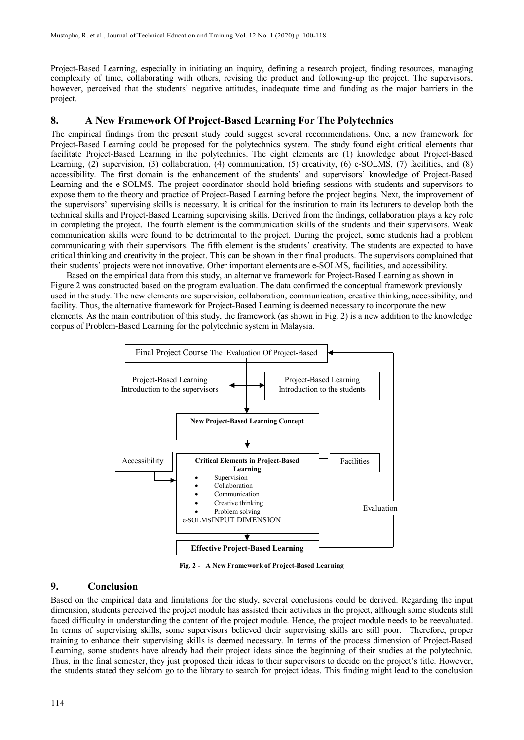Project-Based Learning, especially in initiating an inquiry, defining a research project, finding resources, managing complexity of time, collaborating with others, revising the product and following-up the project. The supervisors, however, perceived that the students' negative attitudes, inadequate time and funding as the major barriers in the project.

## 8. A New Framework Of Project-Based Learning For The Polytechnics

The empirical findings from the present study could suggest several recommendations. One, a new framework for Project-Based Learning could be proposed for the polytechnics system. The study found eight critical elements that facilitate Project-Based Learning in the polytechnics. The eight elements are (1) knowledge about Project-Based Learning, (2) supervision, (3) collaboration, (4) communication, (5) creativity, (6) e-SOLMS, (7) facilities, and (8) accessibility. The first domain is the enhancement of the students' and supervisors' knowledge of Project-Based Learning and the e-SOLMS. The project coordinator should hold briefing sessions with students and supervisors to expose them to the theory and practice of Project-Based Learning before the project begins. Next, the improvement of the supervisors' supervising skills is necessary. It is critical for the institution to train its lecturers to develop both the technical skills and Project-Based Learning supervising skills. Derived from the findings, collaboration plays a key role in completing the project. The fourth element is the communication skills of the students and their supervisors. Weak communication skills were found to be detrimental to the project. During the project, some students had a problem communicating with their supervisors. The fifth element is the students' creativity. The students are expected to have critical thinking and creativity in the project. This can be shown in their final products. The supervisors complained that their students' projects were not innovative. Other important elements are e-SOLMS, facilities, and accessibility.

Based on the empirical data from this study, an alternative framework for Project-Based Learning as shown in Figure 2 was constructed based on the program evaluation. The data confirmed the conceptual framework previously used in the study. The new elements are supervision, collaboration, communication, creative thinking, accessibility, and facility. Thus, the alternative framework for Project-Based Learning is deemed necessary to incorporate the new elements. As the main contribution of this study, the framework (as shown in Fig. 2) is a new addition to the knowledge corpus of Problem-Based Learning for the polytechnic system in Malaysia.

Final Project Course The Evaluation Of Project-Based

Project-Based Learning Introduction to the supervisors

Project-Based Learning Introduction to the students

**New Project-Based Learning Concept**

Accessibility

**Critical Elements in Project-Based Learning**
- Supervision
- Collaboration
- Communication
- Creative thinking
- Problem solving

e-SOLMS INPUT DIMENSION

Facilities

Evaluation

**Effective Project-Based Learning**

**Fig. 2 - A New Framework of Project-Based Learning**

## 9. Conclusion

Based on the empirical data and limitations for the study, several conclusions could be derived. Regarding the input dimension, students perceived the project module has assisted their activities in the project, although some students still faced difficulty in understanding the content of the project module. Hence, the project module needs to be reevaluated. In terms of supervising skills, some supervisors believed their supervising skills are still poor. Therefore, proper training to enhance their supervising skills is deemed necessary. In terms of the process dimension of Project-Based Learning, some students have already had their project ideas since the beginning of their studies at the polytechnic. Thus, in the final semester, they just proposed their ideas to their supervisors to decide on the project's title. However, the students stated they seldom go to the library to search for project ideas. This finding might lead to the conclusion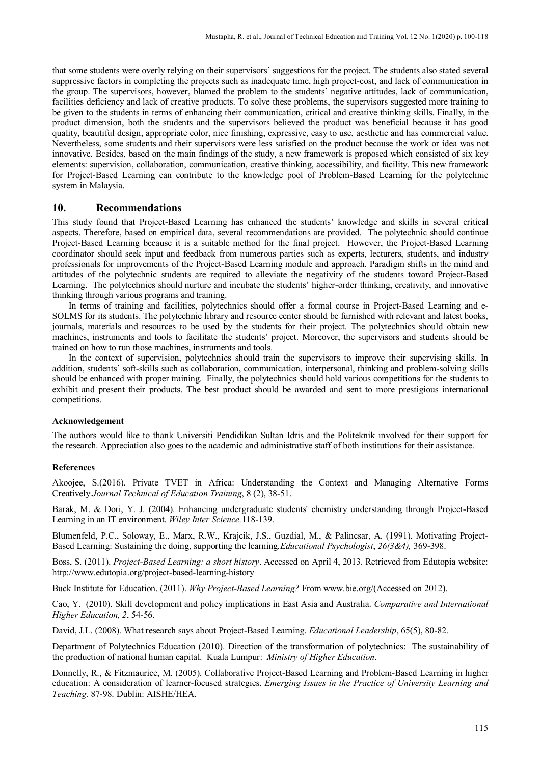that some students were overly relying on their supervisors' suggestions for the project. The students also stated several suppressive factors in completing the projects such as inadequate time, high project-cost, and lack of communication in the group. The supervisors, however, blamed the problem to the students' negative attitudes, lack of communication, facilities deficiency and lack of creative products. To solve these problems, the supervisors suggested more training to be given to the students in terms of enhancing their communication, critical and creative thinking skills. Finally, in the product dimension, both the students and the supervisors believed the product was beneficial because it has good quality, beautiful design, appropriate color, nice finishing, expressive, easy to use, aesthetic and has commercial value. Nevertheless, some students and their supervisors were less satisfied on the product because the work or idea was not innovative. Besides, based on the main findings of the study, a new framework is proposed which consisted of six key elements: supervision, collaboration, communication, creative thinking, accessibility, and facility. This new framework for Project-Based Learning can contribute to the knowledge pool of Problem-Based Learning for the polytechnic system in Malaysia.

## 10. Recommendations

This study found that Project-Based Learning has enhanced the students' knowledge and skills in several critical aspects. Therefore, based on empirical data, several recommendations are provided. The polytechnic should continue Project-Based Learning because it is a suitable method for the final project. However, the Project-Based Learning coordinator should seek input and feedback from numerous parties such as experts, lecturers, students, and industry professionals for improvements of the Project-Based Learning module and approach. Paradigm shifts in the mind and attitudes of the polytechnic students are required to alleviate the negativity of the students toward Project-Based Learning. The polytechnics should nurture and incubate the students' higher-order thinking, creativity, and innovative thinking through various programs and training.

In terms of training and facilities, polytechnics should offer a formal course in Project-Based Learning and e-SOLMS for its students. The polytechnic library and resource center should be furnished with relevant and latest books, journals, materials and resources to be used by the students for their project. The polytechnics should obtain new machines, instruments and tools to facilitate the students' project. Moreover, the supervisors and students should be trained on how to run those machines, instruments and tools.

In the context of supervision, polytechnics should train the supervisors to improve their supervising skills. In addition, students' soft-skills such as collaboration, communication, interpersonal, thinking and problem-solving skills should be enhanced with proper training. Finally, the polytechnics should hold various competitions for the students to exhibit and present their products. The best product should be awarded and sent to more prestigious international competitions.

### Acknowledgement

The authors would like to thank Universiti Pendidikan Sultan Idris and the Politeknik involved for their support for the research. Appreciation also goes to the academic and administrative staff of both institutions for their assistance.

### References

Akoojee, S.(2016). Private TVET in Africa: Understanding the Context and Managing Alternative Forms Creatively.*Journal Technical of Education Training*, 8 (2), 38-51.

Barak, M. & Dori, Y. J. (2004). Enhancing undergraduate students' chemistry understanding through Project-Based Learning in an IT environment. *Wiley Inter Science,*118-139.

Blumenfeld, P.C., Soloway, E., Marx, R.W., Krajcik, J.S., Guzdial, M., & Palincsar, A. (1991). Motivating Project-Based Learning: Sustaining the doing, supporting the learning.*Educational Psychologist*, *26(3&4),* 369-398.

Boss, S. (2011). *Project-Based Learning: a short history*. Accessed on April 4, 2013. Retrieved from Edutopia website: http://www.edutopia.org/project-based-learning-history

Buck Institute for Education. (2011). *Why Project-Based Learning?* From www.bie.org/(Accessed on 2012).

Cao, Y. (2010). Skill development and policy implications in East Asia and Australia. *Comparative and International Higher Education, 2*, 54-56.

David, J.L. (2008). What research says about Project-Based Learning. *Educational Leadership*, 65(5), 80-82.

Department of Polytechnics Education (2010). Direction of the transformation of polytechnics: The sustainability of the production of national human capital. Kuala Lumpur: *Ministry of Higher Education*.

Donnelly, R., & Fitzmaurice, M. (2005). Collaborative Project-Based Learning and Problem-Based Learning in higher education: A consideration of learner-focused strategies. *Emerging Issues in the Practice of University Learning and Teaching*. 87-98. Dublin: AISHE/HEA.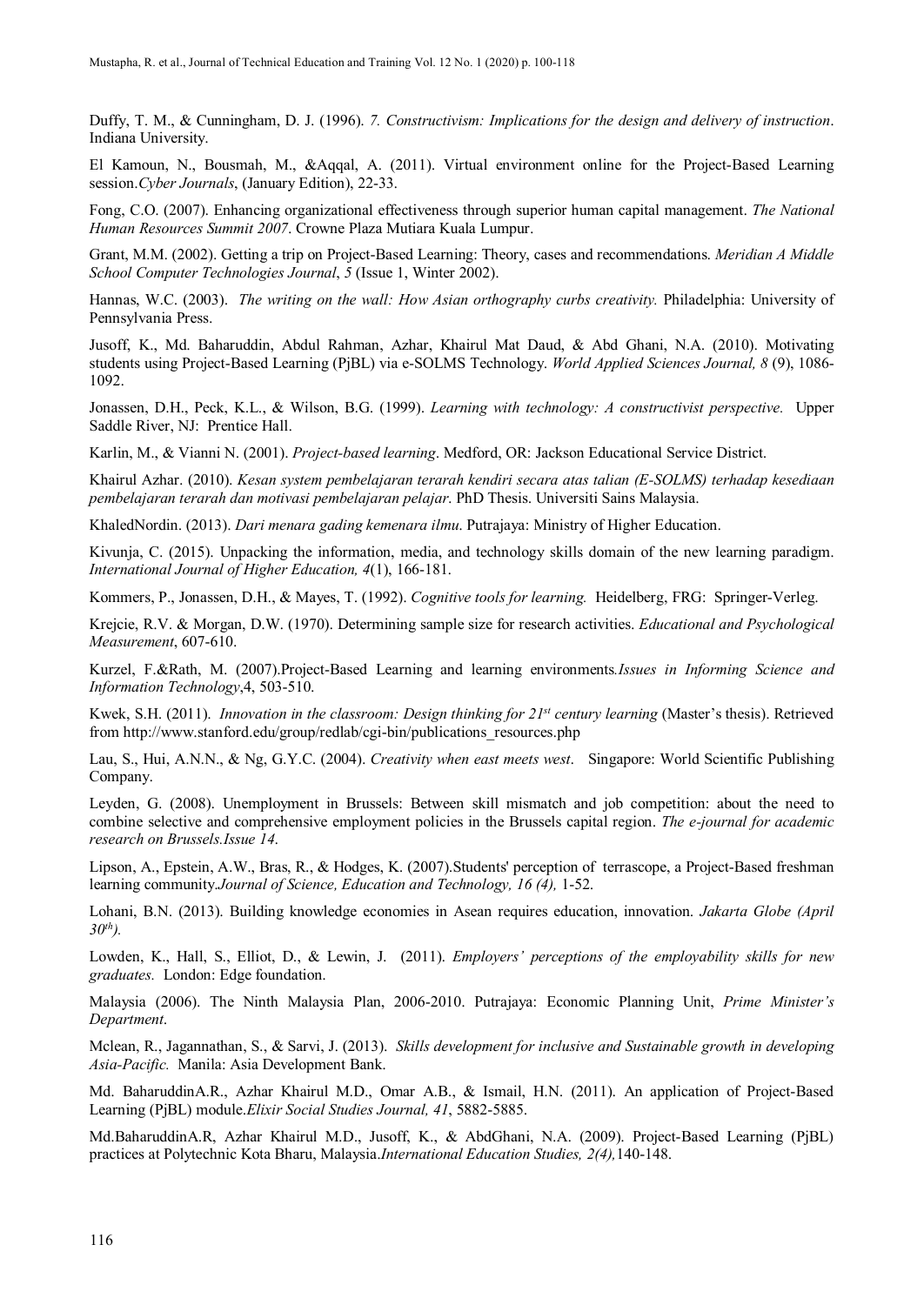Duffy, T. M., & Cunningham, D. J. (1996). *7. Constructivism: Implications for the design and delivery of instruction*. Indiana University.

El Kamoun, N., Bousmah, M., &Aqqal, A. (2011). Virtual environment online for the Project-Based Learning session.*Cyber Journals*, (January Edition), 22-33.

Fong, C.O. (2007). Enhancing organizational effectiveness through superior human capital management. *The National Human Resources Summit 2007*. Crowne Plaza Mutiara Kuala Lumpur.

Grant, M.M. (2002). Getting a trip on Project-Based Learning: Theory, cases and recommendations. *Meridian A Middle School Computer Technologies Journal*, *5* (Issue 1, Winter 2002).

Hannas, W.C. (2003). *The writing on the wall: How Asian orthography curbs creativity.* Philadelphia: University of Pennsylvania Press.

Jusoff, K., Md. Baharuddin, Abdul Rahman, Azhar, Khairul Mat Daud, & Abd Ghani, N.A. (2010). Motivating students using Project-Based Learning (PjBL) via e-SOLMS Technology. *World Applied Sciences Journal, 8* (9), 1086-1092.

Jonassen, D.H., Peck, K.L., & Wilson, B.G. (1999). *Learning with technology: A constructivist perspective.* Upper Saddle River, NJ: Prentice Hall.

Karlin, M., & Vianni N. (2001). *Project-based learning*. Medford, OR: Jackson Educational Service District.

Khairul Azhar. (2010). *Kesan system pembelajaran terarah kendiri secara atas talian (E-SOLMS) terhadap kesediaan pembelajaran terarah dan motivasi pembelajaran pelajar*. PhD Thesis. Universiti Sains Malaysia.

KhaledNordin. (2013). *Dari menara gading kemenara ilmu*. Putrajaya: Ministry of Higher Education.

Kivunja, C. (2015). Unpacking the information, media, and technology skills domain of the new learning paradigm. *International Journal of Higher Education, 4*(1), 166-181.

Kommers, P., Jonassen, D.H., & Mayes, T. (1992). *Cognitive tools for learning.* Heidelberg, FRG: Springer-Verleg.

Krejcie, R.V. & Morgan, D.W. (1970). Determining sample size for research activities. *Educational and Psychological Measurement*, 607-610.

Kurzel, F.&Rath, M. (2007).Project-Based Learning and learning environments*.Issues in Informing Science and Information Technology*,4, 503-510.

Kwek, S.H. (2011). *Innovation in the classroom: Design thinking for 21st century learning* (Master's thesis). Retrieved from http://www.stanford.edu/group/redlab/cgi-bin/publications_resources.php

Lau, S., Hui, A.N.N., & Ng, G.Y.C. (2004). *Creativity when east meets west*. Singapore: World Scientific Publishing Company.

Leyden, G. (2008). Unemployment in Brussels: Between skill mismatch and job competition: about the need to combine selective and comprehensive employment policies in the Brussels capital region. *The e-journal for academic research on Brussels.Issue 14*.

Lipson, A., Epstein, A.W., Bras, R., & Hodges, K. (2007).Students' perception of terrascope, a Project-Based freshman learning community.*Journal of Science, Education and Technology, 16 (4),* 1-52.

Lohani, B.N. (2013). Building knowledge economies in Asean requires education, innovation. *Jakarta Globe (April 30th).*

Lowden, K., Hall, S., Elliot, D., & Lewin, J. (2011). *Employers' perceptions of the employability skills for new graduates.* London: Edge foundation.

Malaysia (2006). The Ninth Malaysia Plan, 2006-2010. Putrajaya: Economic Planning Unit, *Prime Minister's Department*.

Mclean, R., Jagannathan, S., & Sarvi, J. (2013). *Skills development for inclusive and Sustainable growth in developing Asia-Pacific.* Manila: Asia Development Bank.

Md. BaharuddinA.R., Azhar Khairul M.D., Omar A.B., & Ismail, H.N. (2011). An application of Project-Based Learning (PjBL) module.*Elixir Social Studies Journal, 41*, 5882-5885.

Md.BaharuddinA.R, Azhar Khairul M.D., Jusoff, K., & AbdGhani, N.A. (2009). Project-Based Learning (PjBL) practices at Polytechnic Kota Bharu, Malaysia.*International Education Studies, 2(4),*140-148.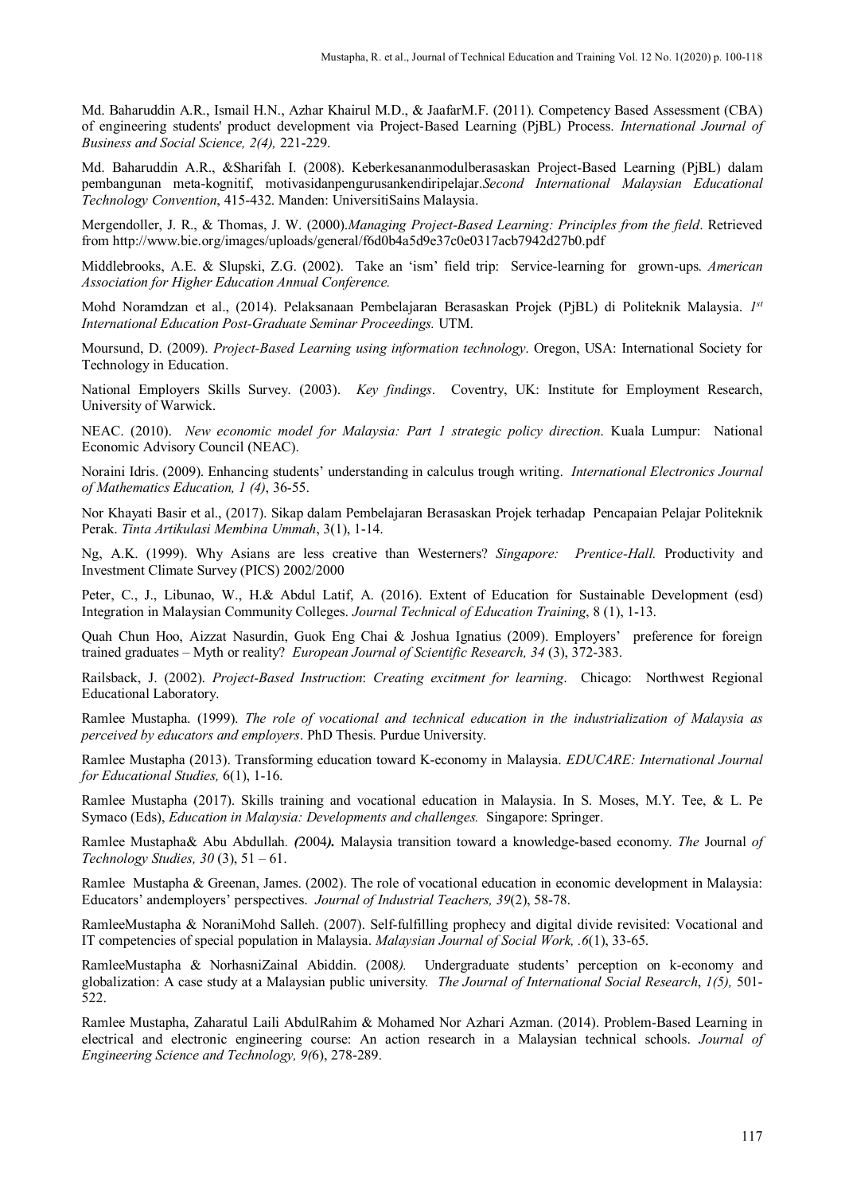Md. Baharuddin A.R., Ismail H.N., Azhar Khairul M.D., & JaafarM.F. (2011). Competency Based Assessment (CBA) of engineering students' product development via Project-Based Learning (PjBL) Process. *International Journal of Business and Social Science, 2(4),* 221-229.

Md. Baharuddin A.R., &Sharifah I. (2008). Keberkesananmodulberasaskan Project-Based Learning (PjBL) dalam pembangunan meta-kognitif, motivasidanpengurusankendiripelajar.*Second International Malaysian Educational Technology Convention*, 415-432. Manden: UniversitiSains Malaysia.

Mergendoller, J. R., & Thomas, J. W. (2000).*Managing Project-Based Learning: Principles from the field*. Retrieved from http://www.bie.org/images/uploads/general/f6d0b4a5d9e37c0e0317acb7942d27b0.pdf

Middlebrooks, A.E. & Slupski, Z.G. (2002). Take an 'ism' field trip: Service-learning for grown-ups. *American Association for Higher Education Annual Conference.*

Mohd Noramdzan et al., (2014). Pelaksanaan Pembelajaran Berasaskan Projek (PjBL) di Politeknik Malaysia. *1st International Education Post-Graduate Seminar Proceedings.* UTM.

Moursund, D. (2009). *Project-Based Learning using information technology*. Oregon, USA: International Society for Technology in Education.

National Employers Skills Survey. (2003). *Key findings*. Coventry, UK: Institute for Employment Research, University of Warwick.

NEAC. (2010). *New economic model for Malaysia: Part 1 strategic policy direction*. Kuala Lumpur: National Economic Advisory Council (NEAC).

Noraini Idris. (2009). Enhancing students' understanding in calculus trough writing. *International Electronics Journal of Mathematics Education, 1 (4)*, 36-55.

Nor Khayati Basir et al., (2017). Sikap dalam Pembelajaran Berasaskan Projek terhadap Pencapaian Pelajar Politeknik Perak. *Tinta Artikulasi Membina Ummah*, 3(1), 1-14.

Ng, A.K. (1999). Why Asians are less creative than Westerners? *Singapore: Prentice-Hall.* Productivity and Investment Climate Survey (PICS) 2002/2000

Peter, C., J., Libunao, W., H.& Abdul Latif, A. (2016). Extent of Education for Sustainable Development (esd) Integration in Malaysian Community Colleges. *Journal Technical of Education Training*, 8 (1), 1-13.

Quah Chun Hoo, Aizzat Nasurdin, Guok Eng Chai & Joshua Ignatius (2009). Employers' preference for foreign trained graduates – Myth or reality? *European Journal of Scientific Research, 34* (3), 372-383.

Railsback, J. (2002). *Project-Based Instruction*: *Creating excitment for learning*. Chicago: Northwest Regional Educational Laboratory.

Ramlee Mustapha. (1999). *The role of vocational and technical education in the industrialization of Malaysia as perceived by educators and employers*. PhD Thesis. Purdue University.

Ramlee Mustapha (2013). Transforming education toward K-economy in Malaysia. *EDUCARE: International Journal for Educational Studies,* 6(1), 1-16.

Ramlee Mustapha (2017). Skills training and vocational education in Malaysia. In S. Moses, M.Y. Tee, & L. Pe Symaco (Eds), *Education in Malaysia: Developments and challenges.* Singapore: Springer.

Ramlee Mustapha& Abu Abdullah. *(*2004*).* Malaysia transition toward a knowledge-based economy. *The* Journal *of Technology Studies, 30* (3), 51 – 61.

Ramlee Mustapha & Greenan, James. (2002). The role of vocational education in economic development in Malaysia: Educators' andemployers' perspectives. *Journal of Industrial Teachers, 39*(2), 58-78.

RamleeMustapha & NoraniMohd Salleh. (2007). Self-fulfilling prophecy and digital divide revisited: Vocational and IT competencies of special population in Malaysia. *Malaysian Journal of Social Work, .6*(1), 33-65.

RamleeMustapha & NorhasniZainal Abiddin. (2008*).* Undergraduate students' perception on k-economy and globalization: A case study at a Malaysian public university. *The Journal of International Social Research*, *1(5),* 501-522.

Ramlee Mustapha, Zaharatul Laili AbdulRahim & Mohamed Nor Azhari Azman. (2014). Problem-Based Learning in electrical and electronic engineering course: An action research in a Malaysian technical schools. *Journal of Engineering Science and Technology, 9(*6), 278-289.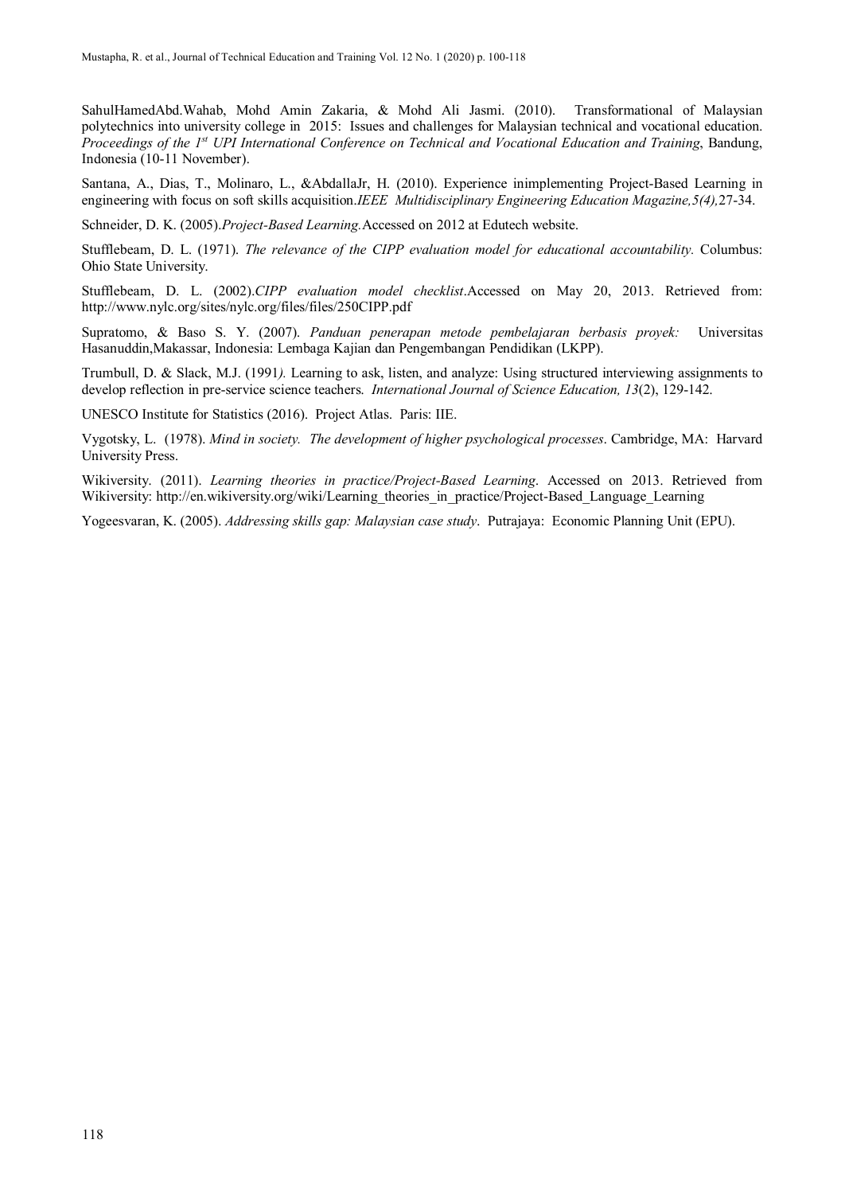SahulHamedAbd.Wahab, Mohd Amin Zakaria, & Mohd Ali Jasmi. (2010). Transformational of Malaysian polytechnics into university college in 2015: Issues and challenges for Malaysian technical and vocational education. *Proceedings of the 1st UPI International Conference on Technical and Vocational Education and Training*, Bandung, Indonesia (10-11 November).

Santana, A., Dias, T., Molinaro, L., &AbdallaJr, H. (2010). Experience inimplementing Project-Based Learning in engineering with focus on soft skills acquisition.*IEEE Multidisciplinary Engineering Education Magazine,5(4),*27-34.

Schneider, D. K. (2005).*Project-Based Learning.*Accessed on 2012 at Edutech website.

Stufflebeam, D. L. (1971). *The relevance of the CIPP evaluation model for educational accountability.* Columbus: Ohio State University.

Stufflebeam, D. L. (2002).*CIPP evaluation model checklist*.Accessed on May 20, 2013. Retrieved from: http://www.nylc.org/sites/nylc.org/files/files/250CIPP.pdf

Supratomo, & Baso S. Y. (2007). *Panduan penerapan metode pembelajaran berbasis proyek:* Universitas Hasanuddin,Makassar, Indonesia: Lembaga Kajian dan Pengembangan Pendidikan (LKPP).

Trumbull, D. & Slack, M.J. (1991*).* Learning to ask, listen, and analyze: Using structured interviewing assignments to develop reflection in pre-service science teachers. *International Journal of Science Education, 13*(2), 129-142.

UNESCO Institute for Statistics (2016). Project Atlas. Paris: IIE.

Vygotsky, L. (1978). *Mind in society. The development of higher psychological processes*. Cambridge, MA: Harvard University Press.

Wikiversity. (2011). *Learning theories in practice/Project-Based Learning*. Accessed on 2013. Retrieved from Wikiversity: http://en.wikiversity.org/wiki/Learning_theories_in_practice/Project-Based_Language_Learning

Yogeesvaran, K. (2005). *Addressing skills gap: Malaysian case study*. Putrajaya: Economic Planning Unit (EPU).